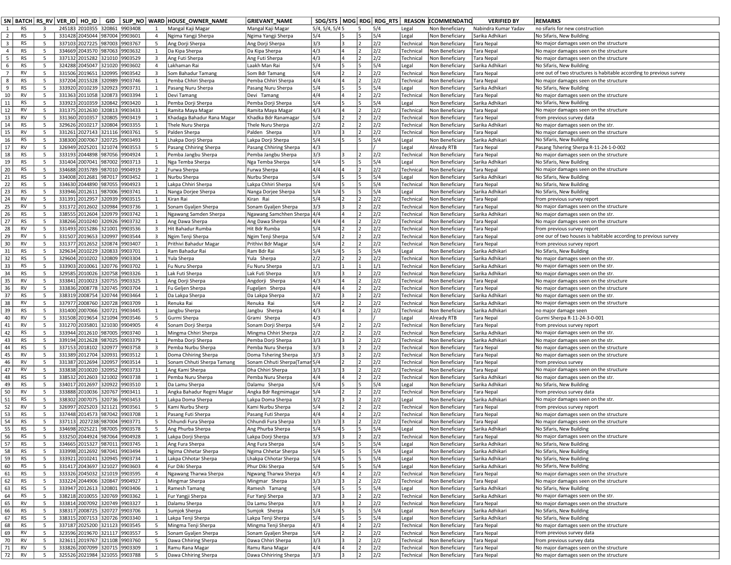| SN | BATCH | RS_RV | VER_ID | HO_ID | GID | SLIP_NO | WARD | HOUSE_OWNER_NAME | GRIEVANT_NAME | SDG/STS | MDG | RDG | RDG_RTS | REASON | ECOMMENDATIO | VERIFIED BY | REMARKS |
|---|---|---|---|---|---|---|---|---|---|---|---|---|---|---|---|---|---|
| 1 | RS | 3 | 245183 | 2010355 | 320861 | 9903408 | 1 | Mangal Kaji Magar | Mangal Kaji Magar | 5/4, 5/4, 5/4 | 5 | 5 | 5/4 | Legal | Non Beneficiary | Nabindra Kumar Yadav | no sifaris for new construction |
| 2 | RS | 5 | 331428 | 2045044 | 987004 | 9903601 | 4 | Ngima Yangji Sherpa | Ngima Yangji Sherpa | 5/4 | 5 | 5 | 5/4 | Legal | Non Beneficiary | Sarika Adhikari | No Sifaris, New Building |
| 3 | RS | 5 | 337103 | 2027225 | 987003 | 9903767 | 5 | Ang Dorji Sherpa | Ang Dorji Sherpa | 3/3 | 3 | 2 | 2/2 | Technical | Non Beneficiary | Tara Nepal | No major damages seen on the structure |
| 4 | RS | 5 | 334669 | 2043570 | 987063 | 9903632 | 1 | Da Kipa Sherpa | Da Kipa Sherpa | 4/3 | 4 | 2 | 2/2 | Technical | Non Beneficiary | Tara Nepal | No major damages seen on the structure |
| 5 | RS | 5 | 337132 | 2015282 | 321010 | 9903529 | 3 | Ang Futi Sherpa | Ang Futi Sherpa | 4/3 | 4 | 2 | 2/2 | Technical | Non Beneficiary | Tara Nepal | No major damages seen on the structure |
| 6 | RS | 5 | 324288 | 2045047 | 321020 | 9903602 | 4 | Lakhaman Rai | Laakh Man Rai | 5/4 | 5 | 5 | 5/4 | Legal | Non Beneficiary | Sarika Adhikari | No Sifaris, New Building |
| 7 | RV | 5 | 331506 | 2019651 | 320995 | 9903542 | 3 | Som Bahadur Tamang | Som Bdr Tamang | 5/4 | 2 | 2 | 2/2 | Technical | Non Beneficiary | Tara Nepal | one out of two structures is habitable according to previous survey |
| 8 | RS | 5 | 337204 | 2015328 | 320989 | 9903746 | 1 | Pemba Chhiri Sherpa | Pemba Chhiri Sherpa | 4/4 | 4 | 2 | 2/2 | Technical | Non Beneficiary | Tara Nepal | No major damages seen on the structure |
| 9 | RS | 5 | 333920 | 2010239 | 320923 | 9903731 | 1 | Pasang Nuru Sherpa | Pasang Nuru Sherpa | 5/4 | 5 | 5 | 5/4 | Legal | Non Beneficiary | Sarika Adhikari | No Sifaris, New Building |
| 10 | RV | 5 | 331363 | 2011058 | 320873 | 9903394 | 1 | Devi Tamang | Devi Tamang | 4/4 | 4 | 2 | 2/2 | Technical | Non Beneficiary | Tara Nepal | No major damages seen on the structure |
| 11 | RS | 5 | 333923 | 2010359 | 320842 | 9903420 | 1 | Pemba Dorji Sherpa | Pemba Dorji Sherpa | 5/4 | 5 | 5 | 5/4 | Legal | Non Beneficiary | Sarika Adhikari | No Sifaris, New Building |
| 12 | RV | 5 | 331375 | 2012630 | 320813 | 9903433 | 1 | Ramita Maya Magar | Ramita Maya Magar | 4/3 | 4 | 2 | 2/2 | Technical | Non Beneficiary | Tara Nepal | No major damages seen on the structure |
| 13 | RV | 5 | 331360 | 2010357 | 320805 | 9903419 | 1 | Khadaga Bahadur Rana Magar | Khadka Bdr Ranamagar | 5/4 | 2 | 2 | 2/2 | Technical | Non Beneficiary | Tara Nepal | from previous survey data |
| 14 | RS | 5 | 329626 | 2010217 | 320804 | 9903355 | 1 | Thele Nuru Sherpa | Thele Nuru Sherpa | 2/2 | 2 | 2 | 2/2 | Technical | Non Beneficiary | Sarika Adhikari | No major damages seen on the str. |
| 15 | RV | 5 | 331261 | 2027143 | 321116 | 9903761 | 5 | Palden Sherpa | Palden Sherpa | 3/3 | 3 | 2 | 2/2 | Technical | Non Beneficiary | Tara Nepal | No major damages seen on the structure |
| 16 | RS | 5 | 338300 | 2007067 | 320725 | 9903493 | 1 | Lhakpa Dorji Sherpa | Lakpa Dorji Sherpa | 5/4 | 5 | 5 | 5/4 | Legal | Non Beneficiary | Sarika Adhikari | No Sifaris, New Building |
| 17 | RV | 5 | 326949 | 2025201 | 321074 | 9903553 | 5 | Pasang Chhiring Sherpa | Pasang Chhiring Sherpa | 4/3 | | | / | Legal | Already RTB | Tara Nepal | Pasang Tshering Sherpa R-11-24-1-0-002 |
| 18 | RS | 5 | 333193 | 2044898 | 987056 | 9904924 | 1 | Pemba Jangbu Sherpa | Pemba Jangbu Sherpa | 3/3 | 3 | 2 | 2/2 | Technical | Non Beneficiary | Tara Nepal | No major damages seen on the structure |
| 19 | RS | 5 | 331404 | 2007041 | 987002 | 9903713 | 1 | Nga Temba Sherpa | Nga Temba Sherpa | 5/4 | 5 | 5 | 5/4 | Legal | Non Beneficiary | Sarika Adhikari | No Sifaris, New Building |
| 20 | RS | 5 | 334688 | 2035789 | 987010 | 9904919 | 2 | Furwa Sherpa | Furwa Sherpa | 4/4 | 4 | 2 | 2/2 | Technical | Non Beneficiary | Tara Nepal | No major damages seen on the structure |
| 21 | RS | 5 | 334008 | 2012681 | 987017 | 9903452 | 1 | Nurbu Sherpa | Nurbu Sherpa | 5/4 | 5 | 5 | 5/4 | Legal | Non Beneficiary | Sarika Adhikari | No Sifaris, New Building |
| 22 | RS | 5 | 334630 | 2044890 | 987055 | 9904923 | 1 | Lakpa Chhiri Sherpa | Lakpa Chhiri Sherpa | 5/4 | 5 | 5 | 5/4 | Technical | Non Beneficiary | Tara Nepal | No Sifaris, New Building |
| 23 | RS | 5 | 333946 | 2012611 | 987006 | 9903741 | 1 | Nanga Dorjee Sherpa | Nanga Dorjee Sherpa | 5/4 | 5 | 5 | 5/4 | Legal | Non Beneficiary | Sarika Adhikari | No Sifaris, New Building |
| 24 | RV | 5 | 331391 | 2012957 | 320939 | 9903515 | 1 | Kiran Rai | Kiran Rai | 5/4 | 2 | 2 | 2/2 | Technical | Non Beneficiary | Tara Nepal | from previous survey report |
| 25 | RV | 5 | 331372 | 2012602 | 320984 | 9903736 | 1 | Sonam Gyaljen Sherpa | Sonam Gyaljen Sherpa | 3/3 | 3 | 2 | 2/2 | Technical | Non Beneficiary | Tara Nepal | No major damages seen on the structure |
| 26 | RS | 5 | 338555 | 2012604 | 320979 | 9903742 | 1 | Ngawang Samden Sherpa | Ngawang Samchhen Sherpa | 4/4 | 4 | 2 | 2/2 | Technical | Non Beneficiary | Sarika Adhikari | No major damages seen on the str. |
| 27 | RS | 5 | 338266 | 2010240 | 320926 | 9903732 | 1 | Ang Dawa Sherpa | Ang Dawa Sherpa | 4/4 | 4 | 2 | 2/2 | Technical | Non Beneficiary | Tara Nepal | No major damages seen on the structure |
| 28 | RV | 5 | 331493 | 2015286 | 321001 | 9903536 | 3 | Hit Bahadur Rumba | Hit Bdr Rumba | 5/4 | 2 | 2 | 2/2 | Technical | Non Beneficiary | Tara Nepal | from previous survey report |
| 29 | RV | 5 | 331507 | 2019653 | 320997 | 9903544 | 3 | Ngim Tenji Sherpa | Ngim Tenji Sherpa | 5/4 | 2 | 2 | 2/2 | Technical | Non Beneficiary | Tara Nepal | one our of two houses is habitable according to previous survey |
| 30 | RV | 5 | 331377 | 2012652 | 320874 | 9903407 | 1 | Prithivi Bahadur Magar | Prithivi Bdr Magar | 5/4 | 2 | 2 | 2/2 | Technical | Non Beneficiary | Tara Nepal | from previous survey report |
| 31 | RS | 5 | 329634 | 2010229 | 320833 | 9903701 | 1 | Ram Bahadur Rai | Ram Bdr Rai | 5/4 | 5 | 5 | 5/4 | Legal | Non Beneficiary | Sarika Adhikari | No Sifaris, New Building |
| 32 | RS | 5 | 329604 | 2010202 | 320809 | 9903304 | 1 | Yula Sherpa | Yula Sherpa | 2/2 | 2 | 2 | 2/2 | Technical | Non Beneficiary | Sarika Adhikari | No major damages seen on the str. |
| 33 | RS | 5 | 333903 | 2010061 | 320776 | 9903702 | 1 | Fu Nuru Sherpa | Fu Nuru Sherpa | 1/1 | 1 | 1 | 1/1 | Technical | Non Beneficiary | Sarika Adhikari | No major damages seen on the str. |
| 34 | RS | 5 | 329585 | 2010026 | 320758 | 9903326 | 1 | Lak Futi Sherpa | Lak Futi Sherpa | 3/3 | 3 | 2 | 2/2 | Technical | Non Beneficiary | Sarika Adhikari | No major damages seen on the str. |
| 35 | RV | 5 | 333841 | 2010023 | 320755 | 9903325 | 1 | Ang Dorji Sherpa | Angdorji Sherpa | 4/3 | 4 | 2 | 2/2 | Technical | Non Beneficiary | Tara Nepal | No major damages seen on the structure |
| 36 | RV | 5 | 333836 | 2008778 | 320745 | 9903704 | 1 | Fu Geljen Sherpa | Fugeljen Sherpa | 4/4 | 4 | 2 | 2/2 | Technical | Non Beneficiary | Tara Nepal | No major damages seen on the structure |
| 37 | RS | 5 | 338319 | 2008754 | 320744 | 9903464 | 1 | Da Lakpa Sherpa | Da Lakpa Sherpa | 3/2 | 3 | 2 | 2/2 | Technical | Non Beneficiary | Sarika Adhikari | No major damages seen on the str. |
| 38 | RV | 5 | 337977 | 2008760 | 320728 | 9903709 | 1 | Renuka Rai | Renuka Rai | 5/4 | 2 | 2 | 2/2 | Technical | Non Beneficiary | Sarika Adhikari | No major damages seen on the structure |
| 39 | RS | 5 | 331400 | 2007066 | 320721 | 9903445 | 1 | Jangbu Sherpa | Jangbu Sherpa | 4/3 | 4 | 2 | 2/2 | Technical | Non Beneficiary | Sarika Adhikari | no major damage seen |
| 40 | RV | 5 | 331508 | 2019654 | 321094 | 9903546 | 5 | Gurmi Sherpa | Grami Sherpa | 4/3 | | | / | Legal | Already RTB | Tara Nepal | Gurmi Sherpa R-11-24-3-0-001 |
| 41 | RV | 5 | 331270 | 2035801 | 321030 | 9904905 | 4 | Sonam Dorji Sherpa | Sonam Dorji Sherpa | 5/4 | 2 | 2 | 2/2 | Technical | Non Beneficiary | Tara Nepal | from previous survey report |
| 42 | RS | 5 | 333944 | 2012610 | 987005 | 9903740 | 1 | Mingma Chhiri Sherpa | Mingma Chhiri Sherpa | 2/2 | 2 | 2 | 2/2 | Technical | Non Beneficiary | Sarika Adhikari | No major damages seen on the str. |
| 43 | RS | 5 | 339194 | 2012628 | 987025 | 9903379 | 1 | Pemba Dorji Sherpa | Pemba Dorji Sherpa | 3/3 | 3 | 2 | 2/2 | Technical | Non Beneficiary | Sarika Adhikari | No major damages seen on the str. |
| 44 | RS | 5 | 337153 | 2018102 | 320977 | 9903758 | 3 | Pemba Nurbu Sherpa | Pemba Nuru Sherpa | 3/3 | 3 | 2 | 2/2 | Technical | Non Beneficiary | Tara Nepal | No major damages seen on the structure |
| 45 | RV | 5 | 331389 | 2012704 | 320931 | 9903512 | 1 | Doma Chhiring Sherpa | Doma Tshering Sherpa | 3/3 | 3 | 2 | 2/2 | Technical | Non Beneficiary | Tara Nepal | No major damages seen on the structure |
| 46 | RV | 5 | 331387 | 2012694 | 320957 | 9903514 | 1 | Sonam Chhuti Sherpa Tamang | Sonam Chhuti Sherpa(Tamar | 5/4 | 2 | 2 | 2/2 | Technical | Non Beneficiary | Tara Nepal | from previous survey |
| 47 | RV | 5 | 333838 | 2010020 | 320952 | 9903733 | 1 | Ang Kami Sherpa | Dha Chhiri Sherpa | 3/3 | 3 | 2 | 2/2 | Technical | Non Beneficiary | Tara Nepal | No major damages seen on the structure |
| 48 | RS | 5 | 338532 | 2012603 | 321002 | 9903738 | 1 | Pemba Nuru Sherpa | Pemba Nuru Sherpa | 4/4 | 4 | 2 | 2/2 | Technical | Non Beneficiary | Sarika Adhikari | No major damages seen on the str. |
| 49 | RS | 5 | 334017 | 2012697 | 320922 | 9903510 | 1 | Da Lamu Sherpa | Dalamu Sherpa | 5/4 | 5 | 5 | 5/4 | Legal | Non Beneficiary | Sarika Adhikari | No Sifaris, New Building |
| 50 | RV | 5 | 333888 | 2010036 | 320767 | 9903411 | 1 | Angka Bahadur Regmi Magar | Angka Bdr Regmimagar | 5/4 | 2 | 2 | 2/2 | Technical | Non Beneficiary | Tara Nepal | from previous survey data |
| 51 | RS | 5 | 338302 | 2007075 | 320736 | 9903453 | 1 | Lakpa Doma Sherpa | Lakpa Doma Sherpa | 3/2 | 3 | 2 | 2/2 | Legal | Non Beneficiary | Sarika Adhikari | No major damages seen on the str. |
| 52 | RV | 5 | 326997 | 2025203 | 321121 | 9903561 | 5 | Kami Nurbu Sherp | Kami Nurbu Sherpa | 5/4 | 2 | 2 | 2/2 | Technical | Non Beneficiary | Tara Nepal | from previous survey report |
| 53 | RS | 5 | 337448 | 2014573 | 987042 | 9903708 | 1 | Pasang Futi Sherpa | Pasang Futi Sherpa | 4/4 | 4 | 2 | 2/2 | Technical | Non Beneficiary | Tara Nepal | No major damages seen on the structure |
| 54 | RS | 5 | 337113 | 2027238 | 987004 | 9903771 | 5 | Chhundi Fura Sherpa | Chhundi Fura Sherpa | 3/3 | 3 | 2 | 2/2 | Technical | Non Beneficiary | Tara Nepal | No major damages seen on the structure |
| 55 | RS | 5 | 334698 | 2025221 | 987005 | 9903578 | 5 | Ang Phurba Sherpa | Ang Phurba Sherpa | 5/4 | 5 | 5 | 5/4 | Legal | Non Beneficiary | Sarika Adhikari | No Sifaris, New Building |
| 56 | RS | 5 | 333250 | 2044924 | 987064 | 9904928 | 1 | Lakpa Dorji Sherpa | Lakpa Dorji Sherpa | 3/3 | 3 | 2 | 2/2 | Technical | Non Beneficiary | Tara Nepal | No major damages seen on the structure |
| 57 | RS | 5 | 334665 | 2015327 | 987011 | 9903745 | 1 | Ang Fura Sherpa | Ang Fura Sherpa | 5/4 | 5 | 5 | 5/4 | Legal | Non Beneficiary | Sarika Adhikari | No Sifaris, New Building |
| 58 | RS | 5 | 333998 | 2012692 | 987041 | 9903494 | 1 | Ngima Chhetar Sherpa | Ngima Chhetar Sherpa | 5/4 | 5 | 5 | 5/4 | Legal | Non Beneficiary | Sarika Adhikari | No Sifaris, New Building |
| 59 | RS | 5 | 333921 | 2010241 | 320945 | 9903734 | 1 | Lakpa Chhotar Sherpa | Lhakpa Chhotar Sherpa | 5/4 | 5 | 5 | 5/4 | Legal | Non Beneficiary | Sarika Adhikari | No Sifaris, New Building |
| 60 | RS | 5 | 331417 | 2043697 | 321027 | 9903603 | 4 | Fur Diki Sherpa | Phur Diki Sherpa | 5/4 | 5 | 5 | 5/4 | Legal | Non Beneficiary | Sarika Adhikari | No Sifaris, New Building |
| 61 | RS | 5 | 333326 | 2045032 | 321019 | 9903595 | 4 | Ngawang Tharwa Sherpa | Ngwang Tharwa Sherpa | 4/3 | 4 | 2 | 2/2 | Technical | Non Beneficiary | Tara Nepal | No major damages seen on the structure |
| 62 | RS | 5 | 333224 | 2044906 | 320847 | 9904927 | 1 | Mingmar Sherpa | Mingmar Sherpa | 3/3 | 3 | 2 | 2/2 | Technical | Non Beneficiary | Tara Nepal | No major damages seen on the structure |
| 63 | RS | 5 | 333947 | 2012613 | 320801 | 9903406 | 1 | Ramesh Tamang | Ramesh Tamang | 5/4 | 5 | 5 | 5/4 | Legal | Non Beneficiary | Sarika Adhikari | No Sifaris, New Building |
| 64 | RS | 5 | 338218 | 2010055 | 320769 | 9903362 | 1 | Fur Yangji Sherpa | Fur Yanji Sherpa | 3/3 | 3 | 2 | 2/2 | Technical | Non Beneficiary | Sarika Adhikari | No major damages seen on the str. |
| 65 | RV | 5 | 333814 | 2007092 | 320749 | 9903327 | 1 | Dalamu Sherpa | Da Lamu Sherpa | 3/3 | 3 | 2 | 2/2 | Technical | Non Beneficiary | Tara Nepal | No major damages seen on the structure |
| 66 | RS | 5 | 338317 | 2008725 | 320727 | 9903706 | 1 | Sumjok Sherpa | Sumjok Sherpa | 5/4 | 5 | 5 | 5/4 | Legal | Non Beneficiary | Sarika Adhikari | No Sifaris, New Building |
| 67 | RS | 5 | 338315 | 2007153 | 320726 | 9903340 | 1 | Lakpa Tenji Sherpa | Lakpa Tenji Sherpa | 5/4 | 5 | 5 | 5/4 | Legal | Non Beneficiary | Sarika Adhikari | No Sifaris, New Building |
| 68 | RS | 5 | 337187 | 2025200 | 321123 | 9903545 | 5 | Mingma Tenji Sherpa | Mingma Tenji Sherpa | 4/3 | 4 | 2 | 2/2 | Technical | Non Beneficiary | Tara Nepal | No major damages seen on the structure |
| 69 | RV | 5 | 323596 | 2019670 | 321117 | 9903557 | 5 | Sonam Gyaljen Sherpa | Sonam Gyaljen Sherpa | 5/4 | 2 | 2 | 2/2 | Technical | Non Beneficiary | Tara Nepal | from previous survey data |
| 70 | RV | 5 | 323611 | 2019767 | 321108 | 9903760 | 5 | Dawa Chhiring Sherpa | Dawa Chhiri Sherpa | 3/3 | 3 | 2 | 2/2 | Technical | Non Beneficiary | Tara Nepal | from previous survey data |
| 71 | RV | 5 | 333826 | 2007099 | 320715 | 9903309 | 1 | Ramu Rana Magar | Ramu Rana Magar | 4/4 | 4 | 2 | 2/2 | Technical | Non Beneficiary | Tara Nepal | No major damages seen on the structure |
| 72 | RV | 5 | 325526 | 2021984 | 321055 | 9903788 | 5 | Dawa Chhiring Sherpa | Dawa Chhiriring Sherpa | 3/3 | 3 | 2 | 2/2 | Technical | Non Beneficiary | Tara Nepal | No major damages seen on the structure |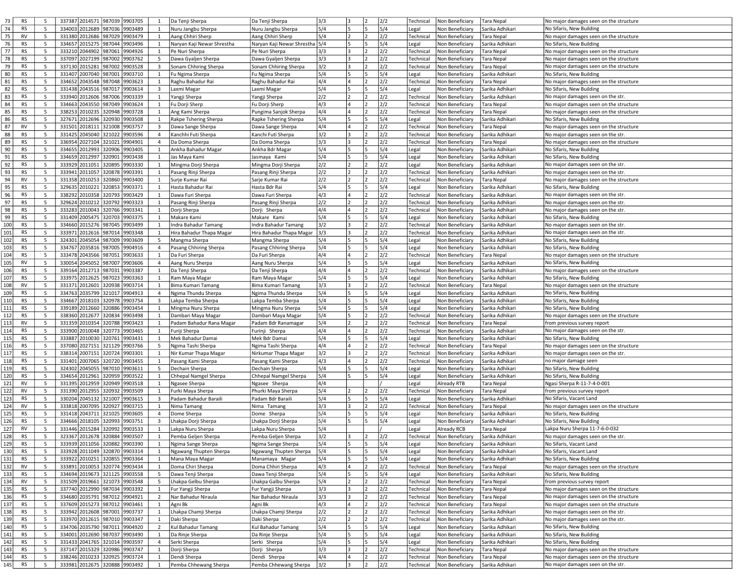| | | | | | | | | | | | | | | | | | |
|---|---|---|---|---|---|---|---|---|---|---|---|---|---|---|---|---|---|
| 73 | RS | 5 | 337387 | 2014571 | 987039 | 9903705 | 1 | Da Tenji Sherpa | Da Tenji Sherpa | 3/3 | 3 | 2 | 2/2 | Technical | Non Beneficiary | Tara Nepal | No major damages seen on the structure |
| 74 | RS | 5 | 334003 | 2012689 | 987036 | 9903489 | 1 | Nuru Jangbu Sherpa | Nuru Jangbu Sherpa | 5/4 | 5 | 5 | 5/4 | Legal | Non Beneficiary | Sarika Adhikari | No Sifaris, New Building |
| 75 | RV | 5 | 331380 | 2012686 | 987029 | 9903479 | 1 | Aang Chhiri Sherp | Aang Chhiri Sherp | 5/4 | 2 | 2 | 2/2 | Technical | Non Beneficiary | Tara Nepal | No major damages seen on the structure |
| 76 | RS | 5 | 334657 | 2015275 | 987044 | 9903496 | 1 | Naryan Kaji Newar Shrestha | Naryan Kaji Newar Shrestha | 5/4 | 5 | 5 | 5/4 | Legal | Non Beneficiary | Sarika Adhikari | No Sifaris, New Building |
| 77 | RS | 5 | 333210 | 2044902 | 987061 | 9904926 | 1 | Pe Nuri Sherpa | Pe Nuri Sherpa | 3/3 | 3 | 2 | 2/2 | Technical | Non Beneficiary | Tara Nepal | No major damages seen on the structure |
| 78 | RS | 5 | 337097 | 2027199 | 987002 | 9903762 | 5 | Dawa Gyaljen Sherpa | Dawa Gyaljen Sherpa | 3/3 | 3 | 2 | 2/2 | Technical | Non Beneficiary | Tara Nepal | No major damages seen on the structure |
| 79 | RS | 5 | 337130 | 2015281 | 987002 | 9903528 | 3 | Sonam Chhiring Sherpa | Sonam Chhiring Sherpa | 3/2 | 3 | 2 | 2/2 | Technical | Non Beneficiary | Tara Nepal | No major damages seen on the structure |
| 80 | RS | 5 | 331407 | 2007040 | 987001 | 9903710 | 1 | Fu Ngima Sherpa | Fu Ngima Sherpa | 5/4 | 5 | 5 | 5/4 | Legal | Non Beneficiary | Sarika Adhikari | No Sifaris, New Building |
| 81 | RS | 5 | 334652 | 2043548 | 987048 | 9903623 | 1 | Raghu Bahadur Rai | Raghu Bahadur Rai | 4/4 | 4 | 2 | 2/2 | Technical | Non Beneficiary | Tara Nepal | No major damages seen on the structure |
| 82 | RS | 5 | 331438 | 2043516 | 987017 | 9903614 | 3 | Laxmi Magar | Laxmi Magar | 5/4 | 5 | 5 | 5/4 | Legal | Non Beneficiary | Sarika Adhikari | No Sifaris, New Building |
| 83 | RS | 5 | 333940 | 2012606 | 987006 | 9903339 | 1 | Yangji Sherpa | Yangji Sherpa | 2/2 | 2 | 2 | 2/2 | Technical | Non Beneficiary | Sarika Adhikari | No major damages seen on the str. |
| 84 | RS | 5 | 334663 | 2043550 | 987049 | 9903624 | 1 | Fu Dorji Sherp | Fu Dorji Sherp | 4/3 | 4 | 2 | 2/2 | Technical | Non Beneficiary | Tara Nepal | No major damages seen on the structure |
| 85 | RS | 5 | 338253 | 2010235 | 320948 | 9903728 | 1 | Ang Kami Sherpa | Pungima Sanjok Sherpa | 4/4 | 4 | 2 | 2/2 | Technical | Non Beneficiary | Tara Nepal | No major damages seen on the structure |
| 86 | RS | 5 | 327671 | 2012696 | 320930 | 9903508 | 1 | Rakpe Tshering Sherpa | Rapke Tshering Sherpa | 5/4 | 5 | 5 | 5/4 | Legal | Non Beneficiary | Sarika Adhikari | No Sifaris, New Building |
| 87 | RV | 5 | 331501 | 2018111 | 321008 | 9903757 | 3 | Dawa Sange Sherpa | Dawa Sange Sherpa | 4/4 | 4 | 2 | 2/2 | Technical | Non Beneficiary | Tara Nepal | No major damages seen on the structure |
| 88 | RS | 5 | 331425 | 2045040 | 321022 | 9903596 | 4 | Kanchhi Futi Sherpa | Kanchi Futi Sherpa | 3/2 | 3 | 2 | 2/2 | Technical | Non Beneficiary | Sarika Adhikari | No major damages seen on the str. |
| 89 | RS | 5 | 336954 | 2027104 | 321021 | 9904901 | 4 | Da Doma Sherpa | Da Doma Sherpa | 3/3 | 3 | 2 | 2/2 | Technical | Non Beneficiary | Tara Nepal | No major damages seen on the structure |
| 90 | RS | 5 | 334655 | 2012993 | 320906 | 9903405 | 1 | Ankha Bahadur Magar | Ankha Bdr Magar | 5/4 | 5 | 5 | 5/4 | Legal | Non Beneficiary | Sarika Adhikari | No Sifaris, New Building |
| 91 | RS | 5 | 334659 | 2012997 | 320901 | 9903438 | 1 | Jas Maya Kami | Jasmaya Kami | 5/4 | 5 | 5 | 5/4 | Legal | Non Beneficiary | Sarika Adhikari | No Sifaris, New Building |
| 92 | RS | 5 | 333929 | 2011051 | 320895 | 9903330 | 1 | Mingma Dorji Sherpa | Mingma Dorji Sherpa | 2/2 | 2 | 2 | 2/2 | Legal | Non Beneficiary | Sarika Adhikari | No major damages seen on the str. |
| 93 | RS | 5 | 333941 | 2011057 | 320878 | 9903391 | 1 | Pasang Rinji Sherpa | Pasang Rinji Sherpa | 2/2 | 2 | 2 | 2/2 | Technical | Non Beneficiary | Sarika Adhikari | No major damages seen on the str. |
| 94 | RV | 5 | 331358 | 2010253 | 320860 | 9903400 | 1 | Surje Kumar Rai | Sarje Kumar Rai | 2/2 | 2 | 2 | 2/2 | Technical | Non Beneficiary | Tara Nepal | No major damages seen on the structure |
| 95 | RS | 5 | 329635 | 2010221 | 320853 | 9903371 | 1 | Hasta Bahadur Rai | Hasta Bdr Rai | 5/4 | 5 | 5 | 5/4 | Legal | Non Beneficiary | Sarika Adhikari | No Sifaris, New Building |
| 96 | RS | 5 | 338292 | 2010358 | 320793 | 9903429 | 1 | Dawa Furi Sherpa | Dawa Furi Sherpa | 4/3 | 4 | 2 | 2/2 | Technical | Non Beneficiary | Sarika Adhikari | No major damages seen on the str. |
| 97 | RS | 5 | 329624 | 2010212 | 320792 | 9903323 | 1 | Pasang Rinji Sherpa | Pasang Rinji Sherpa | 2/2 | 2 | 2 | 2/2 | Technical | Non Beneficiary | Sarika Adhikari | No major damages seen on the str. |
| 98 | RS | 5 | 333283 | 2010043 | 320766 | 9903341 | 1 | Dorji Sherpa | Dorji Sherpa | 4/4 | 4 | 2 | 2/2 | Technical | Non Beneficiary | Sarika Adhikari | No major damages seen on the str. |
| 99 | RS | 5 | 331409 | 2005475 | 320703 | 9903375 | 1 | Makare Kami | Makare Kami | 5/4 | 5 | 5 | 5/4 | Legal | Non Beneficiary | Sarika Adhikari | No Sifaris, New Building |
| 100 | RS | 5 | 334660 | 2015276 | 987045 | 9903499 | 1 | Indra Bahadur Tamang | Indra Bahadur Tamang | 3/2 | 3 | 2 | 2/2 | Technical | Non Beneficiary | Sarika Adhikari | No major damages seen on the str. |
| 101 | RS | 5 | 333971 | 2012616 | 987014 | 9903348 | 1 | Hira Bahadur Thapa Magar | Hira Bahadur Thapa Magar | 3/3 | 3 | 2 | 2/2 | Technical | Non Beneficiary | Sarika Adhikari | No major damages seen on the str. |
| 102 | RS | 5 | 324301 | 2045054 | 987009 | 9903609 | 5 | Mangma Sherpa | Mangma Sherpa | 5/4 | 5 | 5 | 5/4 | Legal | Non Beneficiary | Sarika Adhikari | No Sifaris, New Building |
| 103 | RS | 5 | 334767 | 2035816 | 987005 | 9904916 | 4 | Pasang Chhiring Sherpa | Pasang Chhiring Sherpa | 5/4 | 5 | 5 | 5/4 | Legal | Non Beneficiary | Sarika Adhikari | No Sifaris, New Building |
| 104 | RS | 5 | 333478 | 2043566 | 987051 | 9903633 | 1 | Da Furi Sherpa | Da Furi Sherpa | 4/4 | 4 | 2 | 2/2 | Technical | Non Beneficiary | Tara Nepal | No major damages seen on the structure |
| 105 | RV | 5 | 330054 | 2045052 | 987007 | 9903606 | 4 | Aang Nuru Sherpa | Aang Nuru Sherpa | 5/4 | 5 | 5 | 5/4 | Legal | Non Beneficiary | Sarika Adhikari | No Sifaris, New Building |
| 106 | RS | 5 | 339164 | 2012713 | 987031 | 9903387 | 1 | Da Tenji Sherpa | Da Tenji Sherpa | 4/4 | 4 | 2 | 2/2 | Technical | Non Beneficiary | Sarika Adhikari | No major damages seen on the structure |
| 107 | RS | 5 | 333975 | 2012625 | 987023 | 9903363 | 1 | Ram Maya Magar | Ram Maya Magar | 5/4 | 5 | 5 | 5/4 | Legal | Non Beneficiary | Sarika Adhikari | No Sifaris, New Building |
| 108 | RV | 5 | 331371 | 2012601 | 320938 | 9903714 | 1 | Bima Kumari Tamang | Bima Kumari Tamang | 3/3 | 3 | 2 | 2/2 | Technical | Non Beneficiary | Tara Nepal | No major damages seen on the structure |
| 109 | RS | 5 | 334763 | 2035799 | 321017 | 9904913 | 4 | Ngima Thundu Sherpa | Ngima Thundu Sherpa | 5/4 | 5 | 5 | 5/4 | Legal | Non Beneficiary | Sarika Adhikari | No Sifaris, New Building |
| 110 | RS | 5 | 334667 | 2018103 | 320978 | 9903754 | 3 | Lakpa Temba Sherpa | Lakpa Temba Sherpa | 5/4 | 5 | 5 | 5/4 | Legal | Non Beneficiary | Sarika Adhikari | No Sifaris, New Building |
| 111 | RS | 5 | 339189 | 2012660 | 320886 | 9903454 | 1 | Mingma Nuru Sherpa | Mingma Nuru Sherpa | 5/4 | 5 | 5 | 5/4 | Legal | Non Beneficiary | Sarika Adhikari | No Sifaris, New Building |
| 112 | RS | 5 | 338360 | 2012677 | 320834 | 9903498 | 1 | Dambari Maya Magar | Dambari Maya Magar | 5/4 | 5 | 2 | 2/2 | Technical | Non Beneficiary | Sarika Adhikari | No major damages seen on the structure |
| 113 | RV | 5 | 331359 | 2010354 | 320788 | 9903423 | 1 | Padam Bahadur Rana Magar | Padam Bdr Ranamagar | 5/4 | 2 | 2 | 2/2 | Technical | Non Beneficiary | Tara Nepal | from previous survey report |
| 114 | RS | 5 | 333900 | 2010048 | 320773 | 9903465 | 1 | Furiji Sherpa | Furinji Sherpa | 4/4 | 4 | 2 | 2/2 | Technical | Non Beneficiary | Sarika Adhikari | No major damages seen on the str. |
| 115 | RS | 5 | 333887 | 2010030 | 320761 | 9903431 | 1 | Mek Bahadur Damai | Mek Bdr Damai | 5/4 | 5 | 5 | 5/4 | Legal | Non Beneficiary | Sarika Adhikari | No Sifaris, New Building |
| 116 | RS | 5 | 337080 | 2027151 | 321129 | 9903766 | 5 | Ngima Tashi Sherpa | Ngima Tashi Sherpa | 4/4 | 4 | 2 | 2/2 | Technical | Non Beneficiary | Tara Nepal | No major damages seen on the structure |
| 117 | RS | 5 | 338314 | 2007151 | 320724 | 9903301 | 1 | Nir Kumar Thapa Magar | Nirkumar Thapa Magar | 3/2 | 3 | 2 | 2/2 | Technical | Non Beneficiary | Sarika Adhikari | No major damages seen on the str. |
| 118 | RS | 5 | 331401 | 2007065 | 320720 | 9903455 | 1 | Pasang Kami Sherpa | Pasang Kami Sherpa | 4/3 | 4 | 2 | 2/2 | Technical | Non Beneficiary | Sarika Adhikari | no major damage seen |
| 119 | RS | 5 | 324302 | 2045055 | 987010 | 9903611 | 5 | Dechain Sherpa | Dechain Sherpa | 5/4 | 5 | 5 | 5/4 | Legal | Non Beneficiary | Sarika Adhikari | No Sifaris, New Building |
| 120 | RS | 5 | 334654 | 2012961 | 320959 | 9903522 | 1 | Chhepal Namgel Sherpa | Chhepal Namgel Sherpa | 5/4 | 5 | 5 | 5/4 | Legal | Non Beneficiary | Sarika Adhikari | No Sifaris, New Building |
| 121 | RV | 5 | 331395 | 2012959 | 320949 | 9903518 | 1 | Ngasee Sherpa | Ngasee Sherpa | 4/4 | | | / | Legal | Already RTB | Tara Nepal | Ngasi Sherpa R-11-7-4-0-001 |
| 122 | RV | 5 | 331390 | 2012955 | 320932 | 9903509 | 1 | Furki Maya Sherpa | Phurki Maya Sherpa | 5/4 | 2 | 2 | 2/2 | Technical | Non Beneficiary | Tara Nepal | from previous survey report |
| 123 | RS | 5 | 330204 | 2045132 | 321007 | 9903615 | 3 | Padam Bahadur Baraili | Padam Bdr Baraili | 5/4 | 5 | 5 | 5/4 | Legal | Non Beneficiary | Sarika Adhikari | No Sifaris, Vacant Land |
| 124 | RV | 5 | 333818 | 2007095 | 320927 | 9903715 | 1 | Nima Tamang | Nima Tamang | 3/3 | 3 | 2 | 2/2 | Technical | Non Beneficiary | Tara Nepal | No major damages seen on the structure |
| 125 | RS | 5 | 331418 | 2043711 | 321025 | 9903605 | 4 | Dome Sherpa | Dome Sherpa | 5/4 | 5 | 5 | 5/4 | Legal | Non Beneficiary | Sarika Adhikari | No Sifaris, New Building |
| 126 | RS | 5 | 334666 | 2018105 | 320993 | 9903751 | 3 | Lhakpa Dorji Sherpa | Lhakpa Dorji Sherpa | 5/4 | 5 | 5 | 5/4 | Legal | Non Beneficiary | Sarika Adhikari | No Sifaris, New Building |
| 127 | RV | 5 | 331446 | 2015284 | 320992 | 9903533 | 1 | Lakpa Nuru Sherpa | Lakpa Nuru Sherpa | 5/4 | | | / | Legal | Already RCB | Tara Nepal | Lakpa Nuru Sherpa 11-7-6-0-032 |
| 128 | RS | 5 | 323367 | 2012678 | 320884 | 9903507 | 1 | Pemba Geljen Sherpa | Pemba Geljen Sherpa | 3/2 | 3 | 2 | 2/2 | Technical | Non Beneficiary | Sarika Adhikari | No major damages seen on the str. |
| 129 | RS | 5 | 333939 | 2011056 | 320882 | 9903390 | 1 | Ngima Sange Sherpa | Ngima Sange Sherpa | 5/4 | 5 | 5 | 5/4 | Legal | Non Beneficiary | Sarika Adhikari | No Sifaris, Vacant Land |
| 130 | RS | 5 | 333928 | 2011049 | 320870 | 9903314 | 1 | Ngawang Thupten Sherpa | Ngawang Thupten Sherpa | 5/4 | 5 | 5 | 5/4 | Legal | Non Beneficiary | Sarika Adhikari | No Sifaris, Vacant Land |
| 131 | RS | 5 | 333922 | 2010251 | 320855 | 9903364 | 1 | Mana Maya Magar | Manamaya Magar | 5/4 | 5 | 5 | 5/4 | Legal | Non Beneficiary | Sarika Adhikari | No Sifaris, New Building |
| 132 | RV | 5 | 333891 | 2010053 | 320774 | 9903434 | 1 | Doma Chiri Sherpa | Doma Chhiri Sherpa | 4/3 | 4 | 2 | 2/2 | Technical | Non Beneficiary | Tara Nepal | No major damages seen on the structure |
| 133 | RS | 5 | 334694 | 2019673 | 321125 | 9903558 | 5 | Dawa Tenji Sherpa | Dawa Tenji Sherpa | 5/4 | 5 | 5 | 5/4 | Legal | Non Beneficiary | Sarika Adhikari | No Sifaris, New Building |
| 134 | RV | 5 | 331509 | 2019661 | 321073 | 9903548 | 5 | Lhakpa Gelbu Sherpa | Lhakpa Galbu Sherpa | 5/4 | 2 | 2 | 2/2 | Technical | Non Beneficiary | Tara Nepal | from previous survey report |
| 135 | RS | 5 | 337740 | 2012990 | 987034 | 9903392 | 1 | Fur Yangji Sherpa | Fur Yangji Sherpa | 3/3 | 3 | 2 | 2/2 | Technical | Non Beneficiary | Tara Nepal | No major damages seen on the structure |
| 136 | RS | 5 | 334680 | 2035791 | 987012 | 9904921 | 2 | Nar Bahadur Niraula | Nar Bahadur Niraula | 3/3 | 3 | 2 | 2/2 | Technical | Non Beneficiary | Tara Nepal | No major damages seen on the structure |
| 137 | RS | 5 | 337609 | 2015273 | 987012 | 9903461 | 1 | Agni Bk | Agni Bk | 4/3 | 4 | 2 | 2/2 | Technical | Non Beneficiary | Tara Nepal | No major damages seen on the structure |
| 138 | RS | 5 | 333942 | 2012608 | 987001 | 9903737 | 1 | Lhakpa Chamji Sherpa | Lhakpa Chamji Sherpa | 2/2 | 2 | 2 | 2/2 | Technical | Non Beneficiary | Sarika Adhikari | No major damages seen on the str. |
| 139 | RS | 5 | 333970 | 2012615 | 987010 | 9903347 | 1 | Daki Sherpa | Daki Sherpa | 2/2 | 2 | 2 | 2/2 | Technical | Non Beneficiary | Sarika Adhikari | No major damages seen on the str. |
| 140 | RS | 5 | 334706 | 2035790 | 987011 | 9904920 | 2 | Kul Bahadur Tamang | Kul Bahadur Tamang | 5/4 | 5 | 5 | 5/4 | Legal | Non Beneficiary | Sarika Adhikari | No Sifaris, New Building |
| 141 | RS | 5 | 334001 | 2012690 | 987037 | 9903490 | 1 | Da Rinje Sherpa | Da Rinje Sherpa | 5/4 | 5 | 5 | 5/4 | Legal | Non Beneficiary | Sarika Adhikari | No Sifaris, New Building |
| 142 | RS | 5 | 331433 | 2041765 | 321014 | 9903597 | 4 | Serki Sherpa | Serki Sherpa | 5/4 | 5 | 5 | 5/4 | Legal | Non Beneficiary | Sarika Adhikari | No Sifaris, New Building |
| 143 | RS | 5 | 337147 | 2015329 | 320986 | 9903747 | 1 | Dorji Sherpa | Dorji Sherpa | 3/3 | 3 | 2 | 2/2 | Technical | Non Beneficiary | Tara Nepal | No major damages seen on the structure |
| 144 | RS | 5 | 338246 | 2010233 | 320925 | 9903724 | 1 | Dendi Sherpa | Dendi Sherpa | 4/4 | 4 | 2 | 2/2 | Technical | Non Beneficiary | Tara Nepal | No major damages seen on the structure |
| 145 | RS | 5 | 333981 | 2012675 | 320888 | 9903492 | 1 | Pemba Chhewang Sherpa | Pemba Chhewang Sherpa | 3/2 | 3 | 2 | 2/2 | Technical | Non Beneficiary | Sarika Adhikari | No major damages seen on the str. |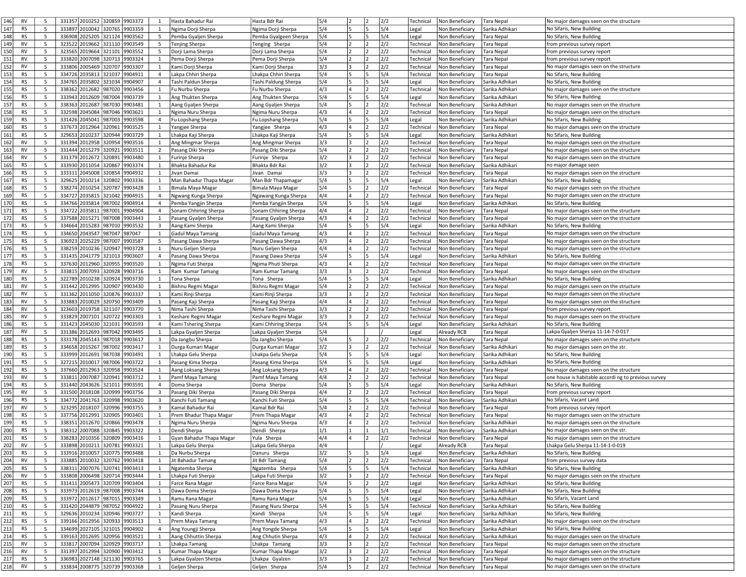| | | | | | | | | | | | | | | | | | |
|---|---|---|---|---|---|---|---|---|---|---|---|---|---|---|---|---|---|
| 146 | RV | 5 | 331357 | 2010252 | 320859 | 9903372 | 1 | Hasta Bahadur Rai | Hasta Bdr Rai | 5/4 | 2 | 2 | 2/2 | Technical | Non Beneficiary | Tara Nepal | No major damages seen on the structure |
| 147 | RS | 5 | 333897 | 2010042 | 320765 | 9903359 | 1 | Ngima Dorji Sherpa | Ngima Dorji Sherpa | 5/4 | 5 | 5 | 5/4 | Legal | Non Beneficiary | Sarika Adhikari | No Sifaris, New Building |
| 148 | RS | 5 | 336908 | 2025205 | 321124 | 9903562 | 5 | Pemba Gyaljen Sherpa | Pemba Gyalgeen Sherpa | 5/4 | 5 | 5 | 5/4 | Legal | Non Beneficiary | Tara Nepal | No Sifaris, New Building |
| 149 | RV | 5 | 323522 | 2019662 | 321110 | 9903549 | 5 | Tenjing Sherpa | Tenging Sherpa | 5/4 | 2 | 2 | 2/2 | Technical | Non Beneficiary | Tara Nepal | from previous survey report |
| 150 | RV | 5 | 323565 | 2019664 | 321101 | 9903552 | 5 | Dorji Lama Sherpa | Dorji Lama Sherpa | 5/4 | 2 | 2 | 2/2 | Technical | Non Beneficiary | Tara Nepal | from previous survey report |
| 151 | RV | 5 | 333820 | 2007098 | 320713 | 9903324 | 1 | Pema Dorji Sherpa | Pema Dorji Sherpa | 5/4 | 2 | 2 | 2/2 | Technical | Non Beneficiary | Tara Nepal | from previous survey report |
| 152 | RV | 5 | 333806 | 2005469 | 320707 | 9903307 | 1 | Kami Dorji Sherpa | Kami Dorji Sherpa | 3/3 | 3 | 2 | 2/2 | Technical | Non Beneficiary | Tara Nepal | No major damages seen on the structure |
| 153 | RS | 5 | 334726 | 2035813 | 321037 | 9904911 | 4 | Lakpa Chhiri Sherpa | Lhakpa Chhiri Sherpa | 5/4 | 5 | 5 | 5/4 | Technical | Non Beneficiary | Tara Nepal | No Sifaris, New Building |
| 154 | RS | 5 | 334765 | 2035802 | 321034 | 9904907 | 4 | Tashi Paldun Sherpa | Tashi Paldung Sherpa | 5/4 | 5 | 5 | 5/4 | Legal | Non Beneficiary | Sarika Adhikari | No Sifaris, New Building |
| 155 | RS | 5 | 338362 | 2012682 | 987020 | 9903456 | 1 | Fu Nurbu Sherpa | Fu Nurbu Sherpa | 4/3 | 4 | 2 | 2/2 | Technical | Non Beneficiary | Sarika Adhikari | No major damages seen on the structure |
| 156 | RS | 5 | 333943 | 2012609 | 987004 | 9903739 | 1 | Ang Thukten Sherpa | Ang Thukten Sherpa | 5/4 | 5 | 5 | 5/4 | Legal | Non Beneficiary | Sarika Adhikari | No Sifaris, New Building |
| 157 | RS | 5 | 338363 | 2012687 | 987030 | 9903481 | 1 | Aang Gyaljen Sherpa | Aang Gyaljen Sherpa | 5/4 | 5 | 2 | 2/2 | Technical | Non Beneficiary | Sarika Adhikari | No major damages seen on the structure |
| 158 | RS | 5 | 332598 | 2045084 | 987046 | 9903621 | 1 | Ngima Nuru Sherpa | Ngima Nuru Sherpa | 4/3 | 4 | 2 | 2/2 | Technical | Non Beneficiary | Tara Nepal | No major damages seen on the structure |
| 159 | RS | 5 | 331426 | 2045041 | 987003 | 9903598 | 4 | Fu Lopshang Sherpa | Fu Lopshang Sherpa | 5/4 | 5 | 5 | 5/4 | Legal | Non Beneficiary | Sarika Adhikari | No Sifaris, New Building |
| 160 | RS | 5 | 337673 | 2012964 | 320961 | 9903525 | 1 | Yangjee Sherpa | Yangjee Sherpa | 4/3 | 4 | 2 | 2/2 | Technical | Non Beneficiary | Tara Nepal | No major damages seen on the structure |
| 161 | RS | 5 | 329653 | 2010237 | 320944 | 9903729 | 1 | Lhakpa Kaji Sherpa | Lhakpa Kaji Sherpa | 5/4 | 5 | 5 | 5/4 | Legal | Non Beneficiary | Sarika Adhikari | No Sifaris, New Building |
| 162 | RV | 5 | 331394 | 2012958 | 320954 | 9903516 | 1 | Ang Mingmar Sherpa | Ang Mingmar Sherpa | 3/3 | 3 | 2 | 2/2 | Technical | Non Beneficiary | Tara Nepal | No major damages seen on the structure |
| 163 | RV | 5 | 331444 | 2015279 | 320921 | 9903511 | 2 | Pasang Diki Sherpa | Pasang Diki Sherpa | 5/4 | 2 | 2 | 2/2 | Technical | Non Beneficiary | Tara Nepal | No major damages seen on the structure |
| 164 | RV | 5 | 331379 | 2012672 | 320891 | 9903480 | 1 | Furinje Sherpa | Furinje Sherpa | 3/2 | 3 | 2 | 2/2 | Technical | Non Beneficiary | Tara Nepal | No major damages seen on the structure |
| 165 | RS | 5 | 333930 | 2011054 | 320867 | 9903374 | 1 | Bhakta Bahadur Rai | Bhakta Bdr Rai | 3/2 | 3 | 2 | 2/2 | Technical | Non Beneficiary | Sarika Adhikari | no major damage seen |
| 166 | RS | 5 | 333311 | 2045008 | 320854 | 9904932 | 1 | Jivan Damai | Jivan Damai | 3/3 | 3 | 2 | 2/2 | Technical | Non Beneficiary | Tara Nepal | No major damages seen on the structure |
| 167 | RS | 5 | 329625 | 2010214 | 320802 | 9903336 | 1 | Man Bahadur Thapa Magar | Man Bdr Thapamagar | 5/4 | 5 | 5 | 5/4 | Legal | Non Beneficiary | Sarika Adhikari | No Sifaris, New Building |
| 168 | RS | 5 | 338274 | 2010254 | 320787 | 9903428 | 1 | Bimala Maya Magar | Bimala Maya Magar | 5/4 | 5 | 2 | 2/2 | Technical | Non Beneficiary | Tara Nepal | No major damages seen on the structure |
| 169 | RS | 5 | 334727 | 2035815 | 321042 | 9904915 | 4 | Ngwang Kunga Sherpa | Ngawang Kunga Sherpa | 4/4 | 4 | 2 | 2/2 | Technical | Non Beneficiary | Tara Nepal | No major damages seen on the structure |
| 170 | RS | 5 | 334766 | 2035814 | 987002 | 9904914 | 4 | Pemba Yangjin Sherpa | Pemba Yangjin Sherpa | 5/4 | 5 | 5 | 5/4 | Legal | Non Beneficiary | Sarika Adhikari | No Sifaris, New Building |
| 171 | RS | 5 | 334722 | 2035811 | 987001 | 9904904 | 4 | Sonam Chhiring Sherpa | Sonam Chhiring Sherpa | 4/4 | 4 | 2 | 2/2 | Technical | Non Beneficiary | Tara Nepal | No major damages seen on the structure |
| 172 | RS | 5 | 337588 | 2015271 | 987008 | 9903443 | 1 | Pasang Gyaljen Sherpa | Pasang Gyaljen Sherpa | 4/3 | 4 | 2 | 2/2 | Technical | Non Beneficiary | Tara Nepal | No major damages seen on the structure |
| 173 | RS | 5 | 334664 | 2015283 | 987010 | 9903532 | 3 | Aang Kami Sherpa | Aang Kami Sherpa | 5/4 | 5 | 5 | 5/4 | Legal | Non Beneficiary | Sarika Adhikari | No Sifaris, New Building |
| 174 | RS | 5 | 334650 | 2043547 | 987047 | 987047 | 1 | Gadul Maya Tamang | Gadul Maya Tamang | 4/3 | 4 | 2 | 2/2 | Technical | Non Beneficiary | Tara Nepal | No major damages seen on the structure |
| 175 | RS | 5 | 336923 | 2025229 | 987007 | 9903587 | 5 | Pasang Dawa Sherpa | Pasang Dawa Sherpa | 4/3 | 4 | 2 | 2/2 | Technical | Non Beneficiary | Tara Nepal | No major damages seen on the structure |
| 176 | RS | 5 | 338259 | 2010236 | 320947 | 9903728 | 1 | Nuru Geljen Sherpa | Nuru Geljen Sherpa | 4/4 | 4 | 2 | 2/2 | Technical | Non Beneficiary | Tara Nepal | No major damages seen on the structure |
| 177 | RS | 5 | 331435 | 2041779 | 321013 | 9903607 | 4 | Pasang Dawa Sherpa | Pasang Dawa Sherpa | 5/4 | 5 | 5 | 5/4 | Legal | Non Beneficiary | Sarika Adhikari | No Sifaris, New Building |
| 178 | RS | 5 | 337630 | 2012960 | 320955 | 9903520 | 1 | Ngima Futi Sherpa | Ngima Phuti Sherpa | 4/3 | 4 | 2 | 2/2 | Technical | Non Beneficiary | Tara Nepal | No major damages seen on the structure |
| 179 | RV | 5 | 333815 | 2007093 | 320928 | 9903716 | 1 | Ram Kumar Tamang | Ram Kumar Tamang | 3/3 | 3 | 2 | 2/2 | Technical | Non Beneficiary | Tara Nepal | No major damages seen on the structure |
| 180 | RS | 5 | 322789 | 2010238 | 320924 | 9903730 | 1 | Tona Sherpa | Tona Sherpa | 5/4 | 5 | 5 | 5/4 | Legal | Non Beneficiary | Sarika Adhikari | No Sifaris, New Building |
| 181 | RV | 5 | 331442 | 2012995 | 320907 | 9903430 | 1 | Bishnu Regmi Magar | Bishnu Regmi Magar | 5/4 | 2 | 2 | 2/2 | Technical | Non Beneficiary | Tara Nepal | No major damages seen on the structure |
| 182 | RV | 5 | 331362 | 2011050 | 320876 | 9903337 | 1 | Kami Rinji Sherpa | Kami Rinji Sherpa | 3/3 | 3 | 2 | 2/2 | Technical | Non Beneficiary | Tara Nepal | No major damages seen on the structure |
| 183 | RV | 5 | 333883 | 2010029 | 320750 | 9903409 | 1 | Pasang Kaji Sherpa | Pasang Kaji Sherpa | 4/4 | 4 | 2 | 2/2 | Technical | Non Beneficiary | Tara Nepal | No major damages seen on the structure |
| 184 | RV | 5 | 323603 | 2019758 | 321107 | 9903770 | 5 | Nima Tashi Sherpa | Nima Tashi Sherpa | 3/3 | 2 | 2 | 2/2 | Technical | Non Beneficiary | Tara Nepal | from previous survey report |
| 185 | RV | 5 | 333829 | 2007101 | 320722 | 9903303 | 1 | Keshare Regmi Magar | Keshare Regmi Magar | 3/3 | 3 | 2 | 2/2 | Technical | Non Beneficiary | Tara Nepal | No major damages seen on the structure |
| 186 | RS | 5 | 331423 | 2045030 | 321031 | 9903593 | 4 | Kami Tshering Sherpa | Kami Chhiring Sherpa | 5/4 | 5 | 5 | 5/4 | Legal | Non Beneficiary | Sarika Adhikari | No Sifaris, New Building |
| 187 | RV | 5 | 331386 | 2012693 | 987042 | 9903495 | 1 | Lakpa Gyaljen Sherpa | Lakpa Gyaljen Sherpa | 5/4 | | | / | Legal | Already RCB | Tara Nepal | Lakpa Gyaljen Sherpa 11-14-7-0-017 |
| 188 | RS | 5 | 333178 | 2045143 | 987018 | 9903617 | 3 | Da Jangbu Sherpa | Da Jangbu Sherpa | 5/4 | 5 | 2 | 2/2 | Technical | Non Beneficiary | Tara Nepal | No major damages seen on the structure |
| 189 | RS | 5 | 334658 | 2015267 | 987002 | 9903417 | 1 | Durga Kumari Magar | Durga Kumari Magar | 3/2 | 3 | 2 | 2/2 | Technical | Non Beneficiary | Sarika Adhikari | No major damages seen on the str. |
| 190 | RS | 5 | 333999 | 2012691 | 987038 | 9903491 | 1 | Lhakpa Gelu Sherpa | Lhakpa Gelu Sherpa | 5/4 | 5 | 5 | 5/4 | Legal | Non Beneficiary | Sarika Adhikari | No Sifaris, New Building |
| 191 | RS | 5 | 327215 | 2010017 | 987006 | 9903722 | 1 | Pasang Kima Sherpa | Pasang Kima Sherpa | 5/4 | 5 | 5 | 5/4 | Legal | Non Beneficiary | Sarika Adhikari | No Sifaris, New Building |
| 192 | RS | 5 | 337660 | 2012963 | 320958 | 9903524 | 1 | Aang Loksang Sherpa | Ang Loksang Sherpa | 4/3 | 4 | 2 | 2/2 | Technical | Non Beneficiary | Tara Nepal | No major damages seen on the structure |
| 193 | RV | 5 | 333811 | 2007087 | 320941 | 9903712 | 1 | Pamf Maya Tamang | Pamf Maya Tamang | 4/4 | 2 | 2 | 2/2 | Technical | Non Beneficiary | Tara Nepal | one house is habitable accordi ng to previous survey |
| 194 | RS | 5 | 331440 | 2043626 | 321011 | 9903591 | 4 | Doma Sherpa | Doma Sherpa | 5/4 | 5 | 5 | 5/4 | Legal | Non Beneficiary | Sarika Adhikari | No Sifaris, New Building |
| 195 | RV | 5 | 331500 | 2018108 | 320999 | 9903756 | 3 | Pasang Diki Sherpa | Pasang Diki Sherpa | 4/4 | 2 | 2 | 2/2 | Technical | Non Beneficiary | Tara Nepal | from previous survey report |
| 196 | RS | 5 | 334772 | 2041763 | 320998 | 9903620 | 3 | Kanchi Futi Tamang | Kanchi Futi Sherpa | 5/4 | 5 | 5 | 5/4 | Technical | Non Beneficiary | Sarika Adhikari | No Sifaris, Vacant Land |
| 197 | RV | 5 | 323295 | 2018107 | 320996 | 9903755 | 3 | Kamal Bahadur Rai | Kamal Bdr Rai | 5/4 | 2 | 2 | 2/2 | Technical | Non Beneficiary | Tara Nepal | from previous survey report |
| 198 | RS | 5 | 337756 | 2012991 | 320905 | 9903401 | 1 | Prem Bhadur Thapa Magar | Prem Thapa Magar | 4/3 | 4 | 2 | 2/2 | Technical | Non Beneficiary | Tara Nepal | No major damages seen on the structure |
| 199 | RS | 5 | 338351 | 2012670 | 320866 | 9903478 | 1 | Ngima Nuru Sherpa | Ngima Nuru Sherpa | 4/3 | 4 | 2 | 2/2 | Technical | Non Beneficiary | Sarika Adhikari | No major damages seen on the structure |
| 200 | RS | 5 | 338312 | 2007088 | 320845 | 9903322 | 1 | Dendi Sherpa | Dendi Sherpa | 1/1 | 1 | 1 | 1/1 | Technical | Non Beneficiary | Sarika Adhikari | No major damages seen on the str. |
| 201 | RS | 5 | 338283 | 2010356 | 320809 | 9903416 | 1 | Gyan Bahadur Thapa Magar | Yula Sherpa | 4/4 | 4 | 2 | 2/2 | Technical | Non Beneficiary | Tara Nepal | No major damages seen on the structure |
| 202 | RV | 5 | 333898 | 2010211 | 320781 | 9903321 | 1 | Lakpa Gelu Sherpa | Lakpa Gelu Sherpa | 4/4 | | | / | Legal | Already RCB | Tara Nepal | Lhakpa Gelu Sherpa 11-14-1-0-019 |
| 203 | RS | 5 | 333916 | 2010057 | 320775 | 9903488 | 1 | Da Nurbu Sherpa | Danuru Sherpa | 3/2 | 5 | 5 | 5/4 | Legal | Non Beneficiary | Sarika Adhikari | No Sifaris, New Building |
| 204 | RV | 5 | 333885 | 2010032 | 320762 | 9903418 | 1 | Jit Bahadur Tamang | Jit Bdr Tamang | 5/4 | 2 | 2 | 2/2 | Technical | Non Beneficiary | Tara Nepal | from previous survey data |
| 205 | RS | 5 | 338311 | 2007076 | 320741 | 9903413 | 1 | Ngatemba Sherpa | Ngatemba Sherpa | 5/4 | 5 | 5 | 5/4 | Technical | Non Beneficiary | Sarika Adhikari | No Sifaris, New Building |
| 206 | RV | 5 | 333808 | 2006498 | 320714 | 9903444 | 1 | Lhakpa Futi Sherpa | Lakpa Futi Sherpa | 3/2 | 3 | 2 | 2/2 | Technical | Non Beneficiary | Tara Nepal | No major damages seen on the structure |
| 207 | RS | 5 | 331411 | 2005473 | 320709 | 9903404 | 1 | Farce Rana Magar | Farce Rana Magar | 5/4 | 5 | 2 | 2/2 | Legal | Non Beneficiary | Sarika Adhikari | No Sifaris, New Building |
| 208 | RS | 5 | 333973 | 2012619 | 987008 | 9903744 | 1 | Dawa Doma Sherpa | Dawa Doma Sherpa | 5/4 | 5 | 5 | 5/4 | Legal | Non Beneficiary | Sarika Adhikari | No Sifaris, New Building |
| 209 | RS | 5 | 333972 | 2012617 | 987015 | 9903349 | 1 | Ramu Rana Magar | Ramu Rana Magar | 5/4 | 5 | 5 | 5/4 | Legal | Non Beneficiary | Sarika Adhikari | No Sifaris, Vacant Land |
| 210 | RS | 5 | 331420 | 2044879 | 987052 | 9904922 | 1 | Pasang Nuru Sherpa | Pasang Nuru Sherpa | 5/4 | 5 | 5 | 5/4 | Technical | Non Beneficiary | Sarika Adhikari | No Sifaris, New Building |
| 211 | RS | 5 | 329636 | 2010234 | 320946 | 9903727 | 1 | Kandi Sherpa | Kandi Sherpa | 5/4 | 5 | 5 | 5/4 | Legal | Non Beneficiary | Sarika Adhikari | No Sifaris, New Building |
| 212 | RS | 5 | 339166 | 2012956 | 320933 | 9903513 | 1 | Prem Maya Tamang | Prem Maya Tamang | 4/3 | 4 | 2 | 2/2 | Technical | Non Beneficiary | Sarika Adhikari | No major damages seen on the structure |
| 213 | RS | 5 | 334699 | 2027105 | 321015 | 9904902 | 4 | Ang Youngji Sherpa | Ang Yongde Sherpa | 5/4 | 5 | 5 | 5/4 | Legal | Non Beneficiary | Sarika Adhikari | No Sifaris, New Building |
| 214 | RS | 5 | 339163 | 2012695 | 320956 | 9903521 | 1 | Aang Chhuttin Sherpa | Ang Chhutin Sherpa | 4/3 | 4 | 2 | 2/2 | Technical | Non Beneficiary | Sarika Adhikari | No major damages seen on the structure |
| 215 | RV | 5 | 333817 | 2007094 | 320929 | 9903717 | 1 | Lhakpa Tamang | Lhakpa Tamang | 3/3 | 3 | 2 | 2/2 | Technical | Non Beneficiary | Tara Nepal | No major damages seen on the structure |
| 216 | RV | 5 | 331397 | 2012994 | 320900 | 9903412 | 1 | Kumar Thapa Magar | Kumar Thapa Magar | 3/2 | 3 | 2 | 2/2 | Technical | Non Beneficiary | Tara Nepal | No major damages seen on the structure |
| 217 | RS | 5 | 336983 | 2027148 | 321130 | 9903765 | 5 | Lakpa Gyalzen Sherpa | Lhakpa Gyalzen | 3/3 | 3 | 2 | 2/2 | Technical | Non Beneficiary | Tara Nepal | No major damages seen on the structure |
| 218 | RV | 5 | 333834 | 2008775 | 320739 | 9903368 | 1 | Geljen Sherpa | Geljen Sherpa | 5/4 | 5 | 2 | 2/2 | Technical | Non Beneficiary | Tara Nepal | No major damages seen on the structure |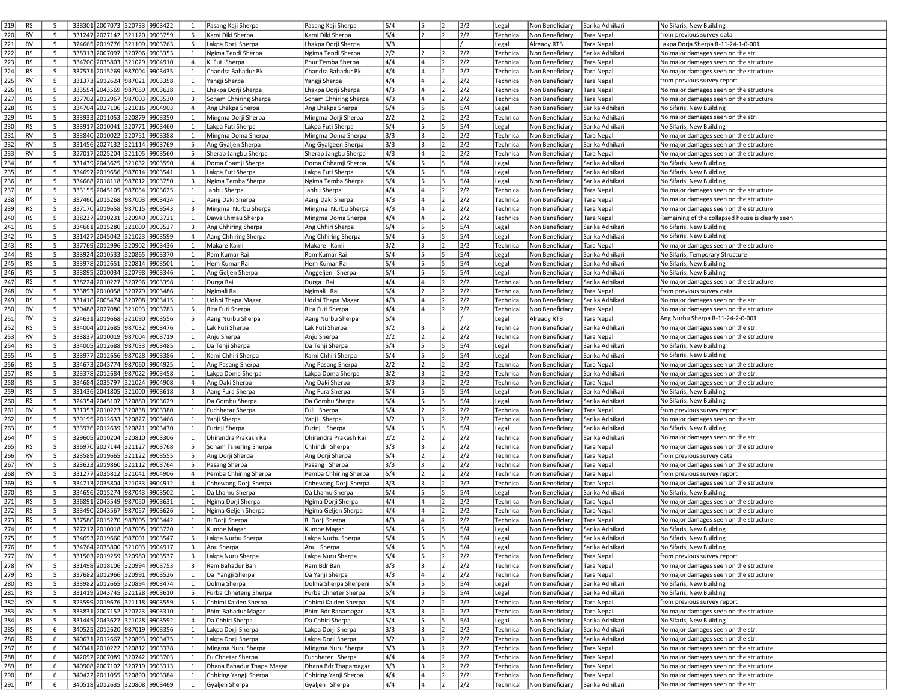| 219 | RS | 5 | 338301 | 2007073 | 320733 | 9903422 | 1 | Pasang Kaji Sherpa | Pasang Kaji Sherpa | 5/4 | 5 | 2 | 2/2 | Legal | Non Beneficiary | Sarika Adhikari | No Sifaris, New Building |
|---|---|---|---|---|---|---|---|---|---|---|---|---|---|---|---|---|---|
| 220 | RV | 5 | 331247 | 2027142 | 321120 | 9903759 | 5 | Kami Diki Sherpa | Kami Diki Sherpa | 5/4 | 2 | 2 | 2/2 | Technical | Non Beneficiary | Tara Nepal | from previous survey data |
| 221 | RV | 5 | 324665 | 2019776 | 321109 | 9903763 | 5 | Lakpa Dorji Sherpa | Lhakpa Dorji Sherpa | 3/3 | | | / | Legal | Already RTB | Tara Nepal | Lakpa Dorja Sherpa R-11-24-1-0-001 |
| 222 | RS | 5 | 338313 | 2007097 | 320706 | 9903353 | 1 | Ngima Tendi Sherpa | Ngima Tendi Sherpa | 2/2 | 2 | 2 | 2/2 | Technical | Non Beneficiary | Sarika Adhikari | No major damages seen on the str. |
| 223 | RS | 5 | 334700 | 2035803 | 321029 | 9904910 | 4 | Ki Futi Sherpa | Phur Temba Sherpa | 4/4 | 4 | 2 | 2/2 | Technical | Non Beneficiary | Tara Nepal | No major damages seen on the structure |
| 224 | RS | 5 | 337571 | 2015269 | 987004 | 9903435 | 1 | Chandra Bahadur Bk | Chandra Bahadur Bk | 4/4 | 4 | 2 | 2/2 | Technical | Non Beneficiary | Tara Nepal | No major damages seen on the structure |
| 225 | RV | 5 | 331373 | 2012624 | 987021 | 9903358 | 1 | Yangji Sherpa | Yangji Sherpa | 4/4 | 4 | 2 | 2/2 | Technical | Non Beneficiary | Tara Nepal | from previous survey report |
| 226 | RS | 5 | 333554 | 2043569 | 987059 | 9903628 | 1 | Lhakpa Dorji Sherpa | Lhakpa Dorji Sherpa | 4/3 | 4 | 2 | 2/2 | Technical | Non Beneficiary | Tara Nepal | No major damages seen on the structure |
| 227 | RS | 5 | 337702 | 2012967 | 987003 | 9903530 | 3 | Sonam Chhiring Sherpa | Sonam Chhiring Sherpa | 4/3 | 4 | 2 | 2/2 | Technical | Non Beneficiary | Tara Nepal | No major damages seen on the structure |
| 228 | RS | 5 | 334704 | 2027106 | 321016 | 9904903 | 4 | Ang Lhakpa Sherpa | Ang Lhakpa Sherpa | 5/4 | 5 | 5 | 5/4 | Legal | Non Beneficiary | Sarika Adhikari | No Sifaris, New Building |
| 229 | RS | 5 | 333933 | 2011053 | 320879 | 9903350 | 1 | Mingma Dorji Sherpa | Mingma Dorji Sherpa | 2/2 | 2 | 2 | 2/2 | Technical | Non Beneficiary | Sarika Adhikari | No major damages seen on the str. |
| 230 | RS | 5 | 333917 | 2010041 | 320771 | 9903460 | 1 | Lakpa Futi Sherpa | Lakpa Futi Sherpa | 5/4 | 5 | 5 | 5/4 | Legal | Non Beneficiary | Sarika Adhikari | No Sifaris, New Building |
| 231 | RV | 5 | 333840 | 2010022 | 320751 | 9903388 | 1 | Mingma Doma Sherpa | Mingma Doma Sherpa | 3/3 | 3 | 2 | 2/2 | Technical | Non Beneficiary | Tara Nepal | No major damages seen on the structure |
| 232 | RV | 5 | 331456 | 2027132 | 321114 | 9903769 | 5 | Ang Gyaljen Sherpa | Ang Gyalgeen Sherpa | 3/3 | 3 | 2 | 2/2 | Technical | Non Beneficiary | Sarika Adhikari | No major damages seen on the structure |
| 233 | RV | 5 | 327017 | 2025204 | 321105 | 9903560 | 5 | Sherap Jangbu Sherpa | Sherap Jangbu Sherpa | 4/3 | 4 | 2 | 2/2 | Technical | Non Beneficiary | Tara Nepal | No major damages seen on the structure |
| 234 | RS | 5 | 331439 | 2043625 | 321032 | 9903590 | 4 | Doma Chamji Sherpa | Doma Chhamji Sherpa | 5/4 | 5 | 5 | 5/4 | Legal | Non Beneficiary | Sarika Adhikari | No Sifaris, New Building |
| 235 | RS | 5 | 334697 | 2019656 | 987014 | 9903541 | 3 | Lakpa Futi Sherpa | Lakpa Futi Sherpa | 5/4 | 5 | 5 | 5/4 | Legal | Non Beneficiary | Sarika Adhikari | No Sifaris, New Building |
| 236 | RS | 5 | 334668 | 2018118 | 987012 | 9903750 | 3 | Ngima Temba Sherpa | Ngima Temba Sherpa | 5/4 | 5 | 5 | 5/4 | Legal | Non Beneficiary | Sarika Adhikari | No Sifaris, New Building |
| 237 | RS | 5 | 333155 | 2045105 | 987054 | 9903625 | 1 | Janbu Sherpa | Janbu Sherpa | 4/4 | 4 | 2 | 2/2 | Technical | Non Beneficiary | Tara Nepal | No major damages seen on the structure |
| 238 | RS | 5 | 337460 | 2015268 | 987003 | 9903424 | 1 | Aang Daki Sherpa | Aang Daki Sherpa | 4/3 | 4 | 2 | 2/2 | Technical | Non Beneficiary | Tara Nepal | No major damages seen on the structure |
| 239 | RS | 5 | 337170 | 2019658 | 987015 | 9903543 | 3 | Mingma Nurbu Sherpa | Mingma Nurbu Sherpa | 4/3 | 4 | 2 | 2/2 | Technical | Non Beneficiary | Tara Nepal | No major damages seen on the structure |
| 240 | RS | 5 | 338237 | 2010231 | 320940 | 9903721 | 1 | Dawa Lhmau Sherpa | Mingma Doma Sherpa | 4/4 | 4 | 2 | 2/2 | Technical | Non Beneficiary | Tara Nepal | Remaining of the collapsed house is clearly seen |
| 241 | RS | 5 | 334661 | 2015280 | 321009 | 9903527 | 3 | Ang Chhiring Sherpa | Ang Chhiri Sherpa | 5/4 | 5 | 5 | 5/4 | Legal | Non Beneficiary | Sarika Adhikari | No Sifaris, New Building |
| 242 | RS | 5 | 331427 | 2045042 | 321023 | 9903599 | 4 | Aang Chhiring Sherpa | Ang Chhiring Sherpa | 5/4 | 5 | 5 | 5/4 | Legal | Non Beneficiary | Sarika Adhikari | No Sifaris, New Building |
| 243 | RS | 5 | 337769 | 2012996 | 320902 | 9903436 | 1 | Makare Kami | Makare Kami | 3/2 | 3 | 2 | 2/2 | Technical | Non Beneficiary | Tara Nepal | No major damages seen on the structure |
| 244 | RS | 5 | 333924 | 2010533 | 320865 | 9903370 | 1 | Ram Kumar Rai | Ram Kumar Rai | 5/4 | 5 | 5 | 5/4 | Legal | Non Beneficiary | Sarika Adhikari | No Sifaris, Temporary Structure |
| 245 | RS | 5 | 333978 | 2012651 | 320814 | 9903501 | 1 | Hem Kumar Rai | Hem Kumar Rai | 5/4 | 5 | 5 | 5/4 | Legal | Non Beneficiary | Sarika Adhikari | No Sifaris, New Building |
| 246 | RS | 5 | 333895 | 2010034 | 320798 | 9903346 | 1 | Ang Geljen Sherpa | Anggeljen Sherpa | 5/4 | 5 | 5 | 5/4 | Legal | Non Beneficiary | Sarika Adhikari | No Sifaris, New Building |
| 247 | RS | 5 | 338224 | 2010227 | 320796 | 9903398 | 1 | Durga Rai | Durga Rai | 4/4 | 4 | 2 | 2/2 | Technical | Non Beneficiary | Sarika Adhikari | No major damages seen on the structure |
| 248 | RV | 5 | 333893 | 2010058 | 320779 | 9903486 | 1 | Ngimali Rai | Ngimali Rai | 5/4 | 2 | 2 | 2/2 | Technical | Non Beneficiary | Tara Nepal | from previous survey data |
| 249 | RS | 5 | 331410 | 2005474 | 320708 | 9903415 | 1 | Udhhi Thapa Magar | Uddhi Thapa Magar | 4/3 | 4 | 2 | 2/2 | Technical | Non Beneficiary | Sarika Adhikari | No major damages seen on the str. |
| 250 | RV | 5 | 330488 | 2027080 | 321093 | 9903783 | 5 | Rita Futi Sherpa | Rita Futi Sherpa | 4/4 | 4 | 2 | 2/2 | Technical | Non Beneficiary | Tara Nepal | No major damages seen on the structure |
| 251 | RV | 5 | 324631 | 2019668 | 321090 | 9903556 | 5 | Aang Nurbu Sherpa | Aang Nurbu Sherpa | 5/4 | | | / | Legal | Already RTB | Tara Nepal | Ang Nurbu Sherpa R-11-24-2-0-001 |
| 252 | RS | 5 | 334004 | 2012685 | 987032 | 9903476 | 1 | Lak Futi Sherpa | Lak Futi Sherpa | 3/2 | 3 | 2 | 2/2 | Technical | Non Beneficiary | Sarika Adhikari | No major damages seen on the str. |
| 253 | RV | 5 | 333837 | 2010019 | 987004 | 9903719 | 1 | Anju Sherpa | Anju Sherpa | 2/2 | 2 | 2 | 2/2 | Technical | Non Beneficiary | Tara Nepal | No major damages seen on the structure |
| 254 | RS | 5 | 334005 | 2012688 | 987033 | 9903485 | 1 | Da Tenji Sherpa | Da Tenji Sherpa | 5/4 | 5 | 5 | 5/4 | Legal | Non Beneficiary | Sarika Adhikari | No Sifaris, New Building |
| 255 | RS | 5 | 333977 | 2012656 | 987028 | 9903386 | 1 | Kami Chhiri Sherpa | Kami Chhiri Sherpa | 5/4 | 5 | 5 | 5/4 | Legal | Non Beneficiary | Sarika Adhikari | No Sifaris, New Building |
| 256 | RS | 5 | 334673 | 2043774 | 987060 | 9904925 | 1 | Ang Pasang Sherpa | Ang Pasang Sherpa | 2/2 | 2 | 2 | 2/2 | Technical | Non Beneficiary | Tara Nepal | No major damages seen on the structure |
| 257 | RS | 5 | 323378 | 2012684 | 987022 | 9903458 | 1 | Lakpa Doma Sherpa | Lakpa Doma Sherpa | 3/2 | 3 | 2 | 2/2 | Technical | Non Beneficiary | Sarika Adhikari | No major damages seen on the str. |
| 258 | RS | 5 | 334684 | 2035797 | 321024 | 9904908 | 4 | Ang Daki Sherpa | Ang Daki Sherpa | 3/3 | 3 | 2 | 2/2 | Technical | Non Beneficiary | Tara Nepal | No major damages seen on the structure |
| 259 | RS | 5 | 331436 | 2041805 | 321000 | 9903618 | 3 | Aang Fura Sherpa | Aang Fura Sherpa | 5/4 | 5 | 5 | 5/4 | Legal | Non Beneficiary | Sarika Adhikari | No Sifaris, New Building |
| 260 | RS | 5 | 324354 | 2045107 | 320880 | 9903629 | 1 | Da Gombu Sherpa | Da Gombu Sherpa | 5/4 | 5 | 5 | 5/4 | Legal | Non Beneficiary | Sarika Adhikari | No Sifaris, New Building |
| 261 | RV | 5 | 331353 | 2010223 | 320838 | 9903380 | 1 | Fuchhetar Sherpa | Fuli Sherpa | 5/4 | 2 | 2 | 2/2 | Technical | Non Beneficiary | Tara Nepal | from previous survey report |
| 262 | RS | 5 | 339195 | 2012633 | 320827 | 9903466 | 1 | Yanji Sherpa | Yanji Sherpa | 3/2 | 3 | 2 | 2/2 | Technical | Non Beneficiary | Sarika Adhikari | No major damages seen on the str. |
| 263 | RS | 5 | 333976 | 2012639 | 320821 | 9903470 | 1 | Furinji Sherpa | Furinji Sherpa | 5/4 | 5 | 5 | 5/4 | Legal | Non Beneficiary | Sarika Adhikari | No Sifaris, New Building |
| 264 | RS | 5 | 329605 | 2010204 | 320810 | 9903306 | 1 | Dhirendra Prakash Rai | Dhirendra Prakesh Rai | 2/2 | 2 | 2 | 2/2 | Technical | Non Beneficiary | Sarika Adhikari | No major damages seen on the str. |
| 265 | RS | 5 | 336970 | 2027144 | 321127 | 9903768 | 5 | Sonam Tshering Sherpa | Chhindi Sherpa | 3/3 | 3 | 2 | 2/2 | Technical | Non Beneficiary | Tara Nepal | No major damages seen on the structure |
| 266 | RV | 5 | 323589 | 2019665 | 321122 | 9903555 | 5 | Ang Dorji Sherpa | Ang Dorji Sherpa | 5/4 | 2 | 2 | 2/2 | Technical | Non Beneficiary | Tara Nepal | from previous survey data |
| 267 | RV | 5 | 323623 | 2019860 | 321112 | 9903764 | 5 | Pasang Sherpa | Pasang Sherpa | 3/3 | 3 | 2 | 2/2 | Technical | Non Beneficiary | Tara Nepal | No major damages seen on the structure |
| 268 | RV | 5 | 331277 | 2035812 | 321041 | 9904906 | 4 | Pemba Chhiring Sherpa | Pemba Chhiring Sherpa | 5/4 | 2 | 2 | 2/2 | Technical | Non Beneficiary | Tara Nepal | from previous survey report |
| 269 | RS | 5 | 334713 | 2035804 | 321033 | 9904912 | 4 | Chhewang Dorji Sherpa | Chhewang Dorji Sherpa | 3/3 | 3 | 2 | 2/2 | Technical | Non Beneficiary | Tara Nepal | No major damages seen on the structure |
| 270 | RS | 5 | 334656 | 2015274 | 987043 | 9903502 | 1 | Da Lhamu Sherpa | Da Lhamu Sherpa | 5/4 | 5 | 5 | 5/4 | Legal | Non Beneficiary | Sarika Adhikari | No Sifaris, New Building |
| 271 | RS | 5 | 336891 | 2043549 | 987050 | 9903631 | 1 | Ngima Dorji Sherpa | Ngima Dorji Sherpa | 4/4 | 4 | 2 | 2/2 | Technical | Non Beneficiary | Tara Nepal | No major damages seen on the structure |
| 272 | RS | 5 | 333490 | 2043567 | 987057 | 9903626 | 1 | Ngima Geljen Sherpa | Ngima Geljen Sherpa | 4/4 | 4 | 2 | 2/2 | Technical | Non Beneficiary | Tara Nepal | No major damages seen on the structure |
| 273 | RS | 5 | 337580 | 2015270 | 987005 | 9903442 | 1 | Ri Dorji Sherpa | Ri Dorji Sherpa | 4/3 | 4 | 2 | 2/2 | Technical | Non Beneficiary | Tara Nepal | No major damages seen on the structure |
| 274 | RS | 5 | 327217 | 2010018 | 987005 | 9903720 | 1 | Kumbe Magar | Kumbe Magar | 5/4 | 5 | 5 | 5/4 | Legal | Non Beneficiary | Sarika Adhikari | No Sifaris, New Building |
| 275 | RS | 5 | 334693 | 2019660 | 987001 | 9903547 | 5 | Lakpa Nurbu Sherpa | Lakpa Nurbu Sherpa | 5/4 | 5 | 5 | 5/4 | Legal | Non Beneficiary | Sarika Adhikari | No Sifaris, New Building |
| 276 | RS | 5 | 334764 | 2035800 | 321003 | 9904917 | 3 | Anu Sherpa | Anu Sherpa | 5/4 | 5 | 5 | 5/4 | Legal | Non Beneficiary | Sarika Adhikari | No Sifaris, New Building |
| 277 | RV | 5 | 331503 | 2019259 | 320980 | 9903537 | 3 | Lakpa Nuru Sherpa | Lakpa Nuru Sherpa | 5/4 | 5 | 2 | 2/2 | Technical | Non Beneficiary | Tara Nepal | from previous survey report |
| 278 | RV | 5 | 331498 | 2018106 | 320994 | 9903753 | 3 | Ram Bahadur Ban | Ram Bdr Ban | 3/3 | 3 | 2 | 2/2 | Technical | Non Beneficiary | Tara Nepal | No major damages seen on the structure |
| 279 | RS | 5 | 337682 | 2012966 | 320991 | 9903526 | 1 | Da Yangji Sherpa | Da Yanji Sherpa | 4/3 | 4 | 2 | 2/2 | Technical | Non Beneficiary | Tara Nepal | No major damages seen on the structure |
| 280 | RS | 5 | 333982 | 2012665 | 320894 | 9903474 | 1 | Dolma Sherpa | Dolma Sherpa Sherpeni | 5/4 | 5 | 5 | 5/4 | Legal | Non Beneficiary | Sarika Adhikari | No Sifaris, New Building |
| 281 | RS | 5 | 331419 | 2043745 | 321128 | 9903610 | 5 | Furba Chheteng Sherpa | Furba Chheter Sherpa | 5/4 | 5 | 5 | 5/4 | Legal | Non Beneficiary | Sarika Adhikari | No Sifaris, New Building |
| 282 | RV | 5 | 323599 | 2019676 | 321118 | 9903559 | 5 | Chhimi Kalden Sherpa | Chhimi Kalden Sherpa | 5/4 | 2 | 2 | 2/2 | Technical | Non Beneficiary | Tara Nepal | from previous survey report |
| 283 | RV | 5 | 333831 | 2007152 | 320723 | 9903310 | 1 | Bhim Bahadur Magar | Bhim Bdr Ranamagar | 3/3 | 3 | 2 | 2/2 | Technical | Non Beneficiary | Tara Nepal | No major damages seen on the structure |
| 284 | RS | 5 | 331445 | 2043627 | 321028 | 9903592 | 4 | Da Chhiri Sherpa | Da Chhiri Sherpa | 5/4 | 5 | 5 | 5/4 | Legal | Non Beneficiary | Sarika Adhikari | No Sifaris, New Building |
| 285 | RS | 6 | 340525 | 2012620 | 987019 | 9903356 | 1 | Lakpa Dorji Sherpa | Lakpa Dorji Sherpa | 3/3 | 3 | 2 | 2/2 | Technical | Non Beneficiary | Sarika Adhikari | No major damages seen on the str. |
| 286 | RS | 6 | 340671 | 2012667 | 320893 | 9903475 | 1 | Lakpa Dorji Sherpa | Lakpa Dorji Sherpa | 3/2 | 3 | 2 | 2/2 | Technical | Non Beneficiary | Sarika Adhikari | No major damages seen on the str. |
| 287 | RS | 6 | 340341 | 2010222 | 320812 | 9903378 | 1 | Mingma Nuru Sherpa | Mingma Nuru Sherpa | 3/3 | 3 | 2 | 2/2 | Technical | Non Beneficiary | Tara Nepal | No major damages seen on the structure |
| 288 | RS | 6 | 342092 | 2007089 | 320742 | 9903703 | 1 | Fu Chhetar Sherpa | Fuchheter Sherpa | 4/4 | 4 | 2 | 2/2 | Technical | Non Beneficiary | Tara Nepal | No major damages seen on the structure |
| 289 | RS | 6 | 340908 | 2007102 | 320719 | 9903313 | 1 | Dhana Bahadur Thapa Magar | Dhana Bdr Thapamagar | 3/3 | 3 | 2 | 2/2 | Technical | Non Beneficiary | Tara Nepal | No major damages seen on the structure |
| 290 | RS | 6 | 340422 | 2011055 | 320890 | 9903384 | 1 | Chhiring Yangji Sherpa | Chhiring Yanji Sherpa | 4/4 | 4 | 2 | 2/2 | Technical | Non Beneficiary | Tara Nepal | No major damages seen on the structure |
| 291 | RS | 6 | 340518 | 2012635 | 320808 | 9903469 | 1 | Gyaljen Sherpa | Gyaljen Sherpa | 4/4 | 4 | 2 | 2/2 | Technical | Non Beneficiary | Sarika Adhikari | No major damages seen on the str. |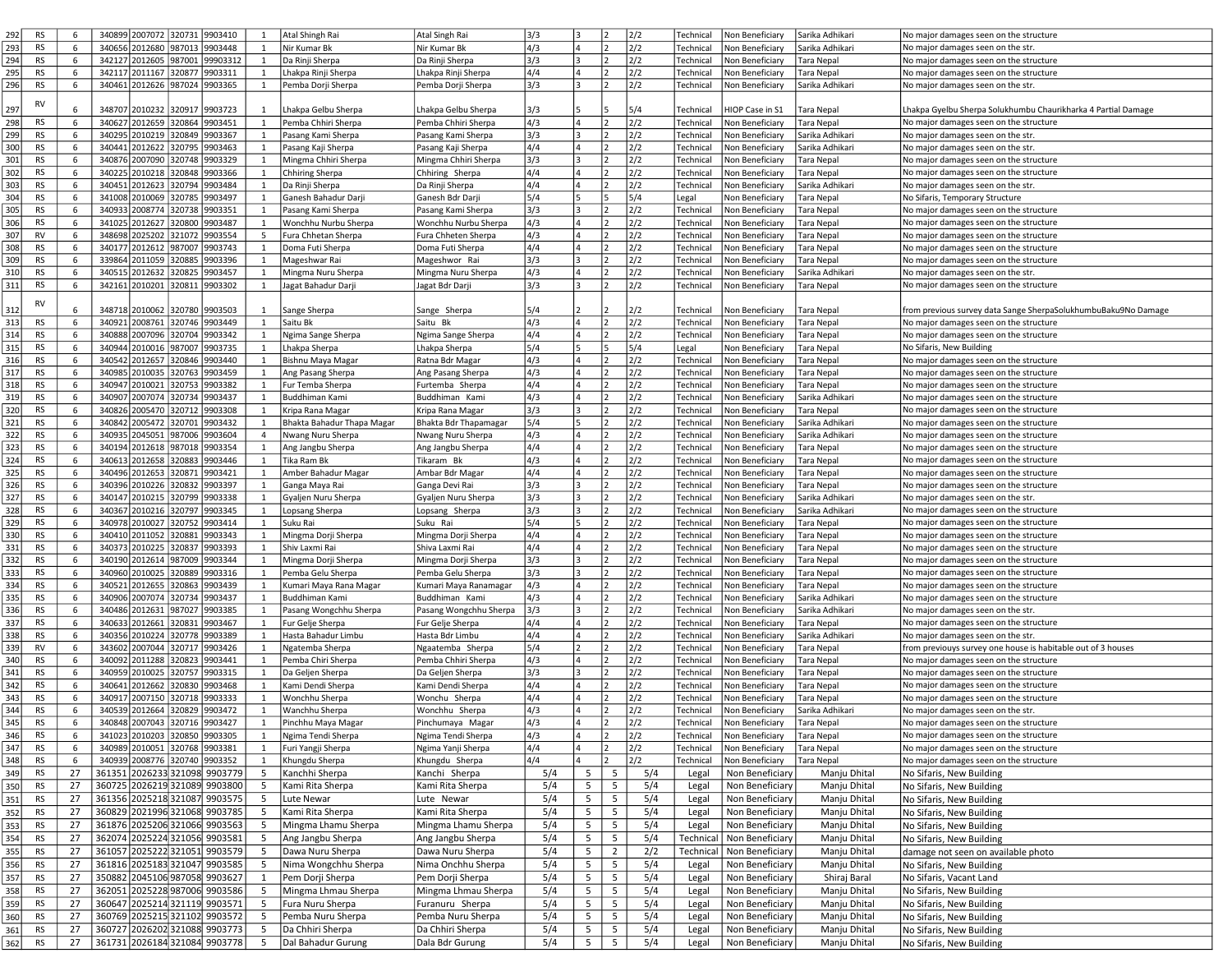| | | | | | | | | | | | | | | | | | |
|---|---|---|---|---|---|---|---|---|---|---|---|---|---|---|---|---|---|
| 292 | RS | 6 | 340899 | 2007072 | 320731 | 9903410 | 1 | Atal Shingh Rai | Atal Singh Rai | 3/3 | 3 | 2 | 2/2 | Technical | Non Beneficiary | Sarika Adhikari | No major damages seen on the structure |
| 293 | RS | 6 | 340656 | 2012680 | 987013 | 9903448 | 1 | Nir Kumar Bk | Nir Kumar Bk | 4/3 | 4 | 2 | 2/2 | Technical | Non Beneficiary | Sarika Adhikari | No major damages seen on the str. |
| 294 | RS | 6 | 342127 | 2012605 | 987001 | 99903312 | 1 | Da Rinji Sherpa | Da Rinji Sherpa | 3/3 | 3 | 2 | 2/2 | Technical | Non Beneficiary | Tara Nepal | No major damages seen on the structure |
| 295 | RS | 6 | 342117 | 2011167 | 320877 | 9903311 | 1 | Lhakpa Rinji Sherpa | Lhakpa Rinji Sherpa | 4/4 | 4 | 2 | 2/2 | Technical | Non Beneficiary | Tara Nepal | No major damages seen on the structure |
| 296 | RS | 6 | 340461 | 2012626 | 987024 | 9903365 | 1 | Pemba Dorji Sherpa | Pemba Dorji Sherpa | 3/3 | 3 | 2 | 2/2 | Technical | Non Beneficiary | Sarika Adhikari | No major damages seen on the str. |
| 297 | RV | 6 | 348707 | 2010232 | 320917 | 9903723 | 1 | Lhakpa Gelbu Sherpa | Lhakpa Gelbu Sherpa | 3/3 | 5 | 5 | 5/4 | Technical | HIOP Case in S1 | Tara Nepal | Lhakpa Gyelbu Sherpa Solukhumbu Chaurikharka 4 Partial Damage |
| 298 | RS | 6 | 340627 | 2012659 | 320864 | 9903451 | 1 | Pemba Chhiri Sherpa | Pemba Chhiri Sherpa | 4/3 | 4 | 2 | 2/2 | Technical | Non Beneficiary | Tara Nepal | No major damages seen on the structure |
| 299 | RS | 6 | 340295 | 2010219 | 320849 | 9903367 | 1 | Pasang Kami Sherpa | Pasang Kami Sherpa | 3/3 | 3 | 2 | 2/2 | Technical | Non Beneficiary | Sarika Adhikari | No major damages seen on the str. |
| 300 | RS | 6 | 340441 | 2012622 | 320795 | 9903463 | 1 | Pasang Kaji Sherpa | Pasang Kaji Sherpa | 4/4 | 4 | 2 | 2/2 | Technical | Non Beneficiary | Sarika Adhikari | No major damages seen on the str. |
| 301 | RS | 6 | 340876 | 2007090 | 320748 | 9903329 | 1 | Mingma Chhiri Sherpa | Mingma Chhiri Sherpa | 3/3 | 3 | 2 | 2/2 | Technical | Non Beneficiary | Tara Nepal | No major damages seen on the structure |
| 302 | RS | 6 | 340225 | 2010218 | 320848 | 9903366 | 1 | Chhiring Sherpa | Chhiring Sherpa | 4/4 | 4 | 2 | 2/2 | Technical | Non Beneficiary | Tara Nepal | No major damages seen on the structure |
| 303 | RS | 6 | 340451 | 2012623 | 320794 | 9903484 | 1 | Da Rinji Sherpa | Da Rinji Sherpa | 4/4 | 4 | 2 | 2/2 | Technical | Non Beneficiary | Sarika Adhikari | No major damages seen on the str. |
| 304 | RS | 6 | 341008 | 2010069 | 320785 | 9903497 | 1 | Ganesh Bahadur Darji | Ganesh Bdr Darji | 5/4 | 5 | 5 | 5/4 | Legal | Non Beneficiary | Tara Nepal | No Sifaris, Temporary Structure |
| 305 | RS | 6 | 340933 | 2008774 | 320738 | 9903351 | 1 | Pasang Kami Sherpa | Pasang Kami Sherpa | 3/3 | 3 | 2 | 2/2 | Technical | Non Beneficiary | Tara Nepal | No major damages seen on the structure |
| 306 | RS | 6 | 341025 | 2012627 | 320800 | 9903487 | 1 | Wonchhu Nurbu Sherpa | Wonchhu Nurbu Sherpa | 4/3 | 4 | 2 | 2/2 | Technical | Non Beneficiary | Tara Nepal | No major damages seen on the structure |
| 307 | RV | 6 | 348698 | 2025202 | 321072 | 9903554 | 5 | Fura Chhetan Sherpa | Fura Chheten Sherpa | 4/3 | 4 | 2 | 2/2 | Technical | Non Beneficiary | Tara Nepal | No major damages seen on the structure |
| 308 | RS | 6 | 340177 | 2012612 | 987007 | 9903743 | 1 | Doma Futi Sherpa | Doma Futi Sherpa | 4/4 | 4 | 2 | 2/2 | Technical | Non Beneficiary | Tara Nepal | No major damages seen on the structure |
| 309 | RS | 6 | 339864 | 2011059 | 320885 | 9903396 | 1 | Mageshwar Rai | Mageshwor Rai | 3/3 | 3 | 2 | 2/2 | Technical | Non Beneficiary | Tara Nepal | No major damages seen on the structure |
| 310 | RS | 6 | 340515 | 2012632 | 320825 | 9903457 | 1 | Mingma Nuru Sherpa | Mingma Nuru Sherpa | 4/3 | 4 | 2 | 2/2 | Technical | Non Beneficiary | Sarika Adhikari | No major damages seen on the str. |
| 311 | RS | 6 | 342161 | 2010201 | 320811 | 9903302 | 1 | Jagat Bahadur Darji | Jagat Bdr Darji | 3/3 | 3 | 2 | 2/2 | Technical | Non Beneficiary | Tara Nepal | No major damages seen on the structure |
| 312 | RV | 6 | 348718 | 2010062 | 320780 | 9903503 | 1 | Sange Sherpa | Sange Sherpa | 5/4 | 2 | 2 | 2/2 | Technical | Non Beneficiary | Tara Nepal | from previous survey data Sange SherpaSolukhumbuBaku9No Damage |
| 313 | RS | 6 | 340921 | 2008761 | 320746 | 9903449 | 1 | Saitu Bk | Saitu Bk | 4/3 | 4 | 2 | 2/2 | Technical | Non Beneficiary | Tara Nepal | No major damages seen on the structure |
| 314 | RS | 6 | 340888 | 2007096 | 320704 | 9903342 | 1 | Ngima Sange Sherpa | Ngima Sange Sherpa | 4/4 | 4 | 2 | 2/2 | Technical | Non Beneficiary | Tara Nepal | No major damages seen on the structure |
| 315 | RS | 6 | 340944 | 2010016 | 987007 | 9903735 | 1 | Lhakpa Sherpa | Lhakpa Sherpa | 5/4 | 5 | 5 | 5/4 | Legal | Non Beneficiary | Tara Nepal | No Sifaris, New Building |
| 316 | RS | 6 | 340542 | 2012657 | 320846 | 9903440 | 1 | Bishnu Maya Magar | Ratna Bdr Magar | 4/3 | 4 | 2 | 2/2 | Technical | Non Beneficiary | Tara Nepal | No major damages seen on the structure |
| 317 | RS | 6 | 340985 | 2010035 | 320763 | 9903459 | 1 | Ang Pasang Sherpa | Ang Pasang Sherpa | 4/3 | 4 | 2 | 2/2 | Technical | Non Beneficiary | Tara Nepal | No major damages seen on the structure |
| 318 | RS | 6 | 340947 | 2010021 | 320753 | 9903382 | 1 | Fur Temba Sherpa | Furtemba Sherpa | 4/4 | 4 | 2 | 2/2 | Technical | Non Beneficiary | Tara Nepal | No major damages seen on the structure |
| 319 | RS | 6 | 340907 | 2007074 | 320734 | 9903437 | 1 | Buddhiman Kami | Buddhiman Kami | 4/3 | 4 | 2 | 2/2 | Technical | Non Beneficiary | Sarika Adhikari | No major damages seen on the structure |
| 320 | RS | 6 | 340826 | 2005470 | 320712 | 9903308 | 1 | Kripa Rana Magar | Kripa Rana Magar | 3/3 | 3 | 2 | 2/2 | Technical | Non Beneficiary | Tara Nepal | No major damages seen on the structure |
| 321 | RS | 6 | 340842 | 2005472 | 320701 | 9903432 | 1 | Bhakta Bahadur Thapa Magar | Bhakta Bdr Thapamagar | 5/4 | 5 | 2 | 2/2 | Technical | Non Beneficiary | Sarika Adhikari | No major damages seen on the structure |
| 322 | RS | 6 | 340935 | 2045051 | 987006 | 9903604 | 4 | Nwang Nuru Sherpa | Nwang Nuru Sherpa | 4/3 | 4 | 2 | 2/2 | Technical | Non Beneficiary | Sarika Adhikari | No major damages seen on the structure |
| 323 | RS | 6 | 340194 | 2012618 | 987018 | 9903354 | 1 | Ang Jangbu Sherpa | Ang Jangbu Sherpa | 4/4 | 4 | 2 | 2/2 | Technical | Non Beneficiary | Tara Nepal | No major damages seen on the structure |
| 324 | RS | 6 | 340613 | 2012658 | 320883 | 9903446 | 1 | Tika Ram Bk | Tikaram Bk | 4/3 | 4 | 2 | 2/2 | Technical | Non Beneficiary | Tara Nepal | No major damages seen on the structure |
| 325 | RS | 6 | 340496 | 2012653 | 320871 | 9903421 | 1 | Amber Bahadur Magar | Ambar Bdr Magar | 4/4 | 4 | 2 | 2/2 | Technical | Non Beneficiary | Tara Nepal | No major damages seen on the structure |
| 326 | RS | 6 | 340396 | 2010226 | 320832 | 9903397 | 1 | Ganga Maya Rai | Ganga Devi Rai | 3/3 | 3 | 2 | 2/2 | Technical | Non Beneficiary | Tara Nepal | No major damages seen on the structure |
| 327 | RS | 6 | 340147 | 2010215 | 320799 | 9903338 | 1 | Gyaljen Nuru Sherpa | Gyaljen Nuru Sherpa | 3/3 | 3 | 2 | 2/2 | Technical | Non Beneficiary | Sarika Adhikari | No major damages seen on the str. |
| 328 | RS | 6 | 340367 | 2010216 | 320797 | 9903345 | 1 | Lopsang Sherpa | Lopsang Sherpa | 3/3 | 3 | 2 | 2/2 | Technical | Non Beneficiary | Sarika Adhikari | No major damages seen on the structure |
| 329 | RS | 6 | 340978 | 2010027 | 320752 | 9903414 | 1 | Suku Rai | Suku Rai | 5/4 | 5 | 2 | 2/2 | Technical | Non Beneficiary | Tara Nepal | No major damages seen on the structure |
| 330 | RS | 6 | 340410 | 2011052 | 320881 | 9903343 | 1 | Mingma Dorji Sherpa | Mingma Dorji Sherpa | 4/4 | 4 | 2 | 2/2 | Technical | Non Beneficiary | Tara Nepal | No major damages seen on the structure |
| 331 | RS | 6 | 340373 | 2010225 | 320837 | 9903393 | 1 | Shiv Laxmi Rai | Shiva Laxmi Rai | 4/4 | 4 | 2 | 2/2 | Technical | Non Beneficiary | Tara Nepal | No major damages seen on the structure |
| 332 | RS | 6 | 340190 | 2012614 | 987009 | 9903344 | 1 | Mingma Dorji Sherpa | Mingma Dorji Sherpa | 3/3 | 3 | 2 | 2/2 | Technical | Non Beneficiary | Tara Nepal | No major damages seen on the structure |
| 333 | RS | 6 | 340960 | 2010025 | 320889 | 9903316 | 1 | Pemba Gelu Sherpa | Pemba Gelu Sherpa | 3/3 | 3 | 2 | 2/2 | Technical | Non Beneficiary | Tara Nepal | No major damages seen on the structure |
| 334 | RS | 6 | 340521 | 2012655 | 320863 | 9903439 | 1 | Kumari Maya Rana Magar | Kumari Maya Ranamagar | 4/3 | 4 | 2 | 2/2 | Technical | Non Beneficiary | Tara Nepal | No major damages seen on the structure |
| 335 | RS | 6 | 340906 | 2007074 | 320734 | 9903437 | 1 | Buddhiman Kami | Buddhiman Kami | 4/3 | 4 | 2 | 2/2 | Technical | Non Beneficiary | Sarika Adhikari | No major damages seen on the structure |
| 336 | RS | 6 | 340486 | 2012631 | 987027 | 9903385 | 1 | Pasang Wongchhu Sherpa | Pasang Wongchhu Sherpa | 3/3 | 3 | 2 | 2/2 | Technical | Non Beneficiary | Sarika Adhikari | No major damages seen on the str. |
| 337 | RS | 6 | 340633 | 2012661 | 320831 | 9903467 | 1 | Fur Gelje Sherpa | Fur Gelje Sherpa | 4/4 | 4 | 2 | 2/2 | Technical | Non Beneficiary | Tara Nepal | No major damages seen on the structure |
| 338 | RS | 6 | 340356 | 2010224 | 320778 | 9903389 | 1 | Hasta Bahadur Limbu | Hasta Bdr Limbu | 4/4 | 4 | 2 | 2/2 | Technical | Non Beneficiary | Sarika Adhikari | No major damages seen on the str. |
| 339 | RV | 6 | 343602 | 2007044 | 320717 | 9903426 | 1 | Ngatemba Sherpa | Ngaatemba Sherpa | 5/4 | 2 | 2 | 2/2 | Technical | Non Beneficiary | Tara Nepal | from previouys survey one house is habitable out of 3 houses |
| 340 | RS | 6 | 340092 | 2011288 | 320823 | 9903441 | 1 | Pemba Chiri Sherpa | Pemba Chhiri Sherpa | 4/3 | 4 | 2 | 2/2 | Technical | Non Beneficiary | Tara Nepal | No major damages seen on the structure |
| 341 | RS | 6 | 340959 | 2010025 | 320757 | 9903315 | 1 | Da Geljen Sherpa | Da Geljen Sherpa | 3/3 | 3 | 2 | 2/2 | Technical | Non Beneficiary | Tara Nepal | No major damages seen on the structure |
| 342 | RS | 6 | 340641 | 2012662 | 320830 | 9903468 | 1 | Kami Dendi Sherpa | Kami Dendi Sherpa | 4/4 | 4 | 2 | 2/2 | Technical | Non Beneficiary | Tara Nepal | No major damages seen on the structure |
| 343 | RS | 6 | 340917 | 2007150 | 320718 | 9903333 | 1 | Wonchhu Sherpa | Wonchu Sherpa | 4/4 | 4 | 2 | 2/2 | Technical | Non Beneficiary | Tara Nepal | No major damages seen on the structure |
| 344 | RS | 6 | 340539 | 2012664 | 320829 | 9903472 | 1 | Wanchhu Sherpa | Wonchhu Sherpa | 4/3 | 4 | 2 | 2/2 | Technical | Non Beneficiary | Sarika Adhikari | No major damages seen on the str. |
| 345 | RS | 6 | 340848 | 2007043 | 320716 | 9903427 | 1 | Pinchhu Maya Magar | Pinchumaya Magar | 4/3 | 4 | 2 | 2/2 | Technical | Non Beneficiary | Tara Nepal | No major damages seen on the structure |
| 346 | RS | 6 | 341023 | 2010203 | 320850 | 9903305 | 1 | Ngima Tendi Sherpa | Ngima Tendi Sherpa | 4/3 | 4 | 2 | 2/2 | Technical | Non Beneficiary | Tara Nepal | No major damages seen on the structure |
| 347 | RS | 6 | 340989 | 2010051 | 320768 | 9903381 | 1 | Furi Yangji Sherpa | Ngima Yanji Sherpa | 4/4 | 4 | 2 | 2/2 | Technical | Non Beneficiary | Tara Nepal | No major damages seen on the structure |
| 348 | RS | 6 | 340939 | 2008776 | 320740 | 9903352 | 1 | Khungdu Sherpa | Khungdu Sherpa | 4/4 | 4 | 2 | 2/2 | Technical | Non Beneficiary | Tara Nepal | No major damages seen on the structure |
| 349 | RS | 27 | 361351 | 2026233 | 321098 | 9903779 | 5 | Kanchhi Sherpa | Kanchi Sherpa | 5/4 | 5 | 5 | 5/4 | Legal | Non Beneficiary | Manju Dhital | No Sifaris, New Building |
| 350 | RS | 27 | 360725 | 2026219 | 321089 | 9903800 | 5 | Kami Rita Sherpa | Kami Rita Sherpa | 5/4 | 5 | 5 | 5/4 | Legal | Non Beneficiary | Manju Dhital | No Sifaris, New Building |
| 351 | RS | 27 | 361356 | 2025218 | 321087 | 9903575 | 5 | Lute Newar | Lute Newar | 5/4 | 5 | 5 | 5/4 | Legal | Non Beneficiary | Manju Dhital | No Sifaris, New Building |
| 352 | RS | 27 | 360829 | 2021996 | 321068 | 9903785 | 5 | Kami Rita Sherpa | Kami Rita Sherpa | 5/4 | 5 | 5 | 5/4 | Legal | Non Beneficiary | Manju Dhital | No Sifaris, New Building |
| 353 | RS | 27 | 361876 | 2025206 | 321066 | 9903563 | 5 | Mingma Lhamu Sherpa | Mingma Lhamu Sherpa | 5/4 | 5 | 5 | 5/4 | Legal | Non Beneficiary | Manju Dhital | No Sifaris, New Building |
| 354 | RS | 27 | 362074 | 2025224 | 321056 | 9903581 | 5 | Ang Jangbu Sherpa | Ang Jangbu Sherpa | 5/4 | 5 | 5 | 5/4 | Technical | Non Beneficiary | Manju Dhital | No Sifaris, New Building |
| 355 | RS | 27 | 361057 | 2025222 | 321051 | 9903579 | 5 | Dawa Nuru Sherpa | Dawa Nuru Sherpa | 5/4 | 5 | 2 | 2/2 | Technical | Non Beneficiary | Manju Dhital | damage not seen on available photo |
| 356 | RS | 27 | 361816 | 2025183 | 321047 | 9903585 | 5 | Nima Wongchhu Sherpa | Nima Onchhu Sherpa | 5/4 | 5 | 5 | 5/4 | Legal | Non Beneficiary | Manju Dhital | No Sifaris, New Building |
| 357 | RS | 27 | 350882 | 2045106 | 987058 | 9903627 | 1 | Pem Dorji Sherpa | Pem Dorji Sherpa | 5/4 | 5 | 5 | 5/4 | Legal | Non Beneficiary | Shiraj Baral | No Sifaris, Vacant Land |
| 358 | RS | 27 | 362051 | 2025228 | 987006 | 9903586 | 5 | Mingma Lhmau Sherpa | Mingma Lhmau Sherpa | 5/4 | 5 | 5 | 5/4 | Legal | Non Beneficiary | Manju Dhital | No Sifaris, New Building |
| 359 | RS | 27 | 360647 | 2025214 | 321119 | 9903571 | 5 | Fura Nuru Sherpa | Furanuru Sherpa | 5/4 | 5 | 5 | 5/4 | Legal | Non Beneficiary | Manju Dhital | No Sifaris, New Building |
| 360 | RS | 27 | 360769 | 2025215 | 321102 | 9903572 | 5 | Pemba Nuru Sherpa | Pemba Nuru Sherpa | 5/4 | 5 | 5 | 5/4 | Legal | Non Beneficiary | Manju Dhital | No Sifaris, New Building |
| 361 | RS | 27 | 360727 | 2026202 | 321088 | 9903773 | 5 | Da Chhiri Sherpa | Da Chhiri Sherpa | 5/4 | 5 | 5 | 5/4 | Legal | Non Beneficiary | Manju Dhital | No Sifaris, New Building |
| 362 | RS | 27 | 361731 | 2026184 | 321084 | 9903778 | 5 | Dal Bahadur Gurung | Dala Bdr Gurung | 5/4 | 5 | 5 | 5/4 | Legal | Non Beneficiary | Manju Dhital | No Sifaris, New Building |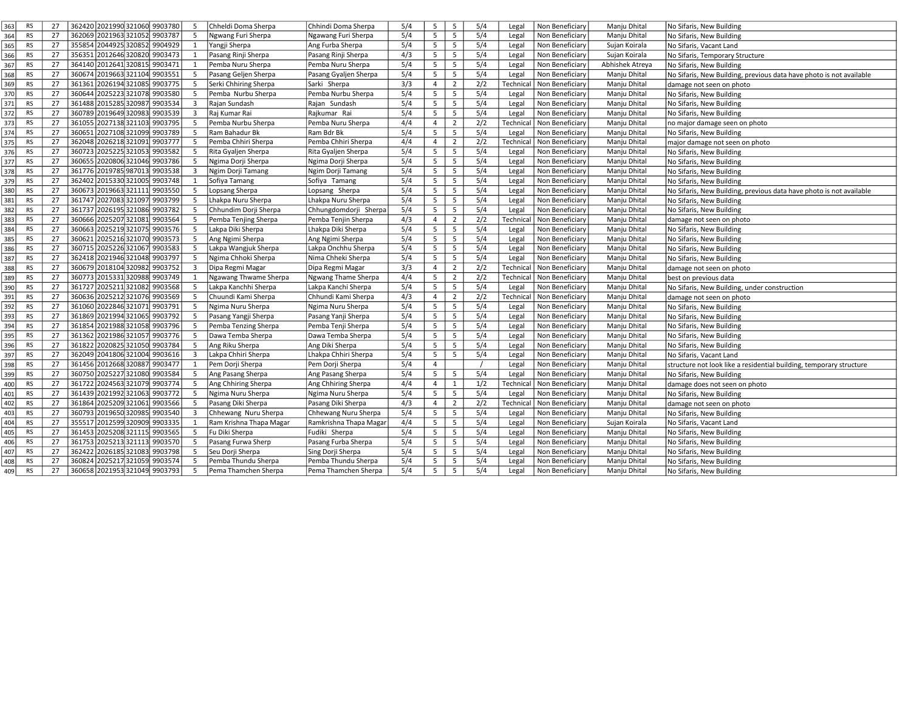| | | | | | | | | | | | | | | | | | |
|---|---|---|---|---|---|---|---|---|---|---|---|---|---|---|---|---|---|
| 363 | RS | 27 | 362420 | 2021990 | 321060 | 9903780 | 5 | Chheldi Doma Sherpa | Chhindi Doma Sherpa | 5/4 | 5 | 5 | 5/4 | Legal | Non Beneficiary | Manju Dhital | No Sifaris, New Building |
| 364 | RS | 27 | 362069 | 2021963 | 321052 | 9903787 | 5 | Ngawang Furi Sherpa | Ngawang Furi Sherpa | 5/4 | 5 | 5 | 5/4 | Legal | Non Beneficiary | Manju Dhital | No Sifaris, New Building |
| 365 | RS | 27 | 355854 | 2044925 | 320852 | 9904929 | 1 | Yangji Sherpa | Ang Furba Sherpa | 5/4 | 5 | 5 | 5/4 | Legal | Non Beneficiary | Sujan Koirala | No Sifaris, Vacant Land |
| 366 | RS | 27 | 356351 | 2012646 | 320820 | 9903473 | 1 | Pasang Rinji Sherpa | Pasang Rinji Sherpa | 4/3 | 5 | 5 | 5/4 | Legal | Non Beneficiary | Sujan Koirala | No Sifaris, Temporary Structure |
| 367 | RS | 27 | 364140 | 2012641 | 320815 | 9903471 | 1 | Pemba Nuru Sherpa | Pemba Nuru Sherpa | 5/4 | 5 | 5 | 5/4 | Legal | Non Beneficiary | Abhishek Atreya | No Sifaris, New Building |
| 368 | RS | 27 | 360674 | 2019663 | 321104 | 9903551 | 5 | Pasang Geljen Sherpa | Pasang Gyaljen Sherpa | 5/4 | 5 | 5 | 5/4 | Legal | Non Beneficiary | Manju Dhital | No Sifaris, New Building, previous data have photo is not available |
| 369 | RS | 27 | 361361 | 2026194 | 321085 | 9903775 | 5 | Serki Chhiring Sherpa | Sarki Sherpa | 3/3 | 4 | 2 | 2/2 | Technical | Non Beneficiary | Manju Dhital | damage not seen on photo |
| 370 | RS | 27 | 360644 | 2025223 | 321078 | 9903580 | 5 | Pemba Nurbu Sherpa | Pemba Nurbu Sherpa | 5/4 | 5 | 5 | 5/4 | Legal | Non Beneficiary | Manju Dhital | No Sifaris, New Building |
| 371 | RS | 27 | 361488 | 2015285 | 320987 | 9903534 | 3 | Rajan Sundash | Rajan Sundash | 5/4 | 5 | 5 | 5/4 | Legal | Non Beneficiary | Manju Dhital | No Sifaris, New Building |
| 372 | RS | 27 | 360789 | 2019649 | 320983 | 9903539 | 3 | Raj Kumar Rai | Rajkumar Rai | 5/4 | 5 | 5 | 5/4 | Legal | Non Beneficiary | Manju Dhital | No Sifaris, New Building |
| 373 | RS | 27 | 361055 | 2027138 | 321103 | 9903795 | 5 | Pemba Nurbu Sherpa | Pemba Nuru Sherpa | 4/4 | 4 | 2 | 2/2 | Technical | Non Beneficiary | Manju Dhital | no major damage seen on photo |
| 374 | RS | 27 | 360651 | 2027108 | 321099 | 9903789 | 5 | Ram Bahadur Bk | Ram Bdr Bk | 5/4 | 5 | 5 | 5/4 | Legal | Non Beneficiary | Manju Dhital | No Sifaris, New Building |
| 375 | RS | 27 | 362048 | 2026218 | 321091 | 9903777 | 5 | Pemba Chhiri Sherpa | Pemba Chhiri Sherpa | 4/4 | 4 | 2 | 2/2 | Technical | Non Beneficiary | Manju Dhital | major damage not seen on photo |
| 376 | RS | 27 | 360723 | 2025225 | 321053 | 9903582 | 5 | Rita Gyaljen Sherpa | Rita Gyaljen Sherpa | 5/4 | 5 | 5 | 5/4 | Legal | Non Beneficiary | Manju Dhital | No Sifaris, New Building |
| 377 | RS | 27 | 360655 | 2020806 | 321046 | 9903786 | 5 | Ngima Dorji Sherpa | Ngima Dorji Sherpa | 5/4 | 5 | 5 | 5/4 | Legal | Non Beneficiary | Manju Dhital | No Sifaris, New Building |
| 378 | RS | 27 | 361776 | 2019785 | 987013 | 9903538 | 3 | Ngim Dorji Tamang | Ngim Dorji Tamang | 5/4 | 5 | 5 | 5/4 | Legal | Non Beneficiary | Manju Dhital | No Sifaris, New Building |
| 379 | RS | 27 | 362402 | 2015330 | 321005 | 9903748 | 1 | Sofiya Tamang | Sofiya Tamang | 5/4 | 5 | 5 | 5/4 | Legal | Non Beneficiary | Manju Dhital | No Sifaris, New Building |
| 380 | RS | 27 | 360673 | 2019663 | 321111 | 9903550 | 5 | Lopsang Sherpa | Lopsang Sherpa | 5/4 | 5 | 5 | 5/4 | Legal | Non Beneficiary | Manju Dhital | No Sifaris, New Building, previous data have photo is not available |
| 381 | RS | 27 | 361747 | 2027083 | 321097 | 9903799 | 5 | Lhakpa Nuru Sherpa | Lhakpa Nuru Sherpa | 5/4 | 5 | 5 | 5/4 | Legal | Non Beneficiary | Manju Dhital | No Sifaris, New Building |
| 382 | RS | 27 | 361737 | 2026195 | 321086 | 9903782 | 5 | Chhundim Dorji Sherpa | Chhungdomdorji Sherpa | 5/4 | 5 | 5 | 5/4 | Legal | Non Beneficiary | Manju Dhital | No Sifaris, New Building |
| 383 | RS | 27 | 360666 | 2025207 | 321081 | 9903564 | 5 | Pemba Tenjing Sherpa | Pemba Tenjin Sherpa | 4/3 | 4 | 2 | 2/2 | Technical | Non Beneficiary | Manju Dhital | damage not seen on photo |
| 384 | RS | 27 | 360663 | 2025219 | 321075 | 9903576 | 5 | Lakpa Diki Sherpa | Lhakpa Diki Sherpa | 5/4 | 5 | 5 | 5/4 | Legal | Non Beneficiary | Manju Dhital | No Sifaris, New Building |
| 385 | RS | 27 | 360621 | 2025216 | 321070 | 9903573 | 5 | Ang Ngimi Sherpa | Ang Ngimi Sherpa | 5/4 | 5 | 5 | 5/4 | Legal | Non Beneficiary | Manju Dhital | No Sifaris, New Building |
| 386 | RS | 27 | 360715 | 2025226 | 321067 | 9903583 | 5 | Lakpa Wangjuk Sherpa | Lakpa Onchhu Sherpa | 5/4 | 5 | 5 | 5/4 | Legal | Non Beneficiary | Manju Dhital | No Sifaris, New Building |
| 387 | RS | 27 | 362418 | 2021946 | 321048 | 9903797 | 5 | Ngima Chhoki Sherpa | Nima Chheki Sherpa | 5/4 | 5 | 5 | 5/4 | Legal | Non Beneficiary | Manju Dhital | No Sifaris, New Building |
| 388 | RS | 27 | 360679 | 2018104 | 320982 | 9903752 | 3 | Dipa Regmi Magar | Dipa Regmi Magar | 3/3 | 4 | 2 | 2/2 | Technical | Non Beneficiary | Manju Dhital | damage not seen on photo |
| 389 | RS | 27 | 360773 | 2015331 | 320988 | 9903749 | 1 | Ngawang Thwame Sherpa | Ngwang Thame Sherpa | 4/4 | 5 | 2 | 2/2 | Technical | Non Beneficiary | Manju Dhital | best on previous data |
| 390 | RS | 27 | 361727 | 2025211 | 321082 | 9903568 | 5 | Lakpa Kanchhi Sherpa | Lakpa Kanchi Sherpa | 5/4 | 5 | 5 | 5/4 | Legal | Non Beneficiary | Manju Dhital | No Sifaris, New Building, under construction |
| 391 | RS | 27 | 360636 | 2025212 | 321076 | 9903569 | 5 | Chuundi Kami Sherpa | Chhundi Kami Sherpa | 4/3 | 4 | 2 | 2/2 | Technical | Non Beneficiary | Manju Dhital | damage not seen on photo |
| 392 | RS | 27 | 361060 | 2022846 | 321071 | 9903791 | 5 | Ngima Nuru Sherpa | Ngima Nuru Sherpa | 5/4 | 5 | 5 | 5/4 | Legal | Non Beneficiary | Manju Dhital | No Sifaris, New Building |
| 393 | RS | 27 | 361869 | 2021994 | 321065 | 9903792 | 5 | Pasang Yangji Sherpa | Pasang Yanji Sherpa | 5/4 | 5 | 5 | 5/4 | Legal | Non Beneficiary | Manju Dhital | No Sifaris, New Building |
| 394 | RS | 27 | 361854 | 2021988 | 321058 | 9903796 | 5 | Pemba Tenzing Sherpa | Pemba Tenji Sherpa | 5/4 | 5 | 5 | 5/4 | Legal | Non Beneficiary | Manju Dhital | No Sifaris, New Building |
| 395 | RS | 27 | 361362 | 2021986 | 321057 | 9903776 | 5 | Dawa Temba Sherpa | Dawa Temba Sherpa | 5/4 | 5 | 5 | 5/4 | Legal | Non Beneficiary | Manju Dhital | No Sifaris, New Building |
| 396 | RS | 27 | 361822 | 2020825 | 321050 | 9903784 | 5 | Ang Riku Sherpa | Ang Diki Sherpa | 5/4 | 5 | 5 | 5/4 | Legal | Non Beneficiary | Manju Dhital | No Sifaris, New Building |
| 397 | RS | 27 | 362049 | 2041806 | 321004 | 9903616 | 3 | Lakpa Chhiri Sherpa | Lhakpa Chhiri Sherpa | 5/4 | 5 | 5 | 5/4 | Legal | Non Beneficiary | Manju Dhital | No Sifaris, Vacant Land |
| 398 | RS | 27 | 361456 | 2012668 | 320887 | 9903477 | 1 | Pem Dorji Sherpa | Pem Dorji Sherpa | 5/4 | 4 | | / | Legal | Non Beneficiary | Manju Dhital | structure not look like a residential building, temporary structure |
| 399 | RS | 27 | 360750 | 2025227 | 321080 | 9903584 | 5 | Ang Pasang Sherpa | Ang Pasang Sherpa | 5/4 | 5 | 5 | 5/4 | Legal | Non Beneficiary | Manju Dhital | No Sifaris, New Building |
| 400 | RS | 27 | 361722 | 2024563 | 321079 | 9903774 | 5 | Ang Chhiring Sherpa | Ang Chhiring Sherpa | 4/4 | 4 | 1 | 1/2 | Technical | Non Beneficiary | Manju Dhital | damage does not seen on photo |
| 401 | RS | 27 | 361439 | 2021992 | 321063 | 9903772 | 5 | Ngima Nuru Sherpa | Ngima Nuru Sherpa | 5/4 | 5 | 5 | 5/4 | Legal | Non Beneficiary | Manju Dhital | No Sifaris, New Building |
| 402 | RS | 27 | 361864 | 2025209 | 321061 | 9903566 | 5 | Pasang Diki Sherpa | Pasang Diki Sherpa | 4/3 | 4 | 2 | 2/2 | Technical | Non Beneficiary | Manju Dhital | damage not seen on photo |
| 403 | RS | 27 | 360793 | 2019650 | 320985 | 9903540 | 3 | Chhewang Nuru Sherpa | Chhewang Nuru Sherpa | 5/4 | 5 | 5 | 5/4 | Legal | Non Beneficiary | Manju Dhital | No Sifaris, New Building |
| 404 | RS | 27 | 355517 | 2012599 | 320909 | 9903335 | 1 | Ram Krishna Thapa Magar | Ramkrishna Thapa Magar | 4/4 | 5 | 5 | 5/4 | Legal | Non Beneficiary | Sujan Koirala | No Sifaris, Vacant Land |
| 405 | RS | 27 | 361453 | 2025208 | 321115 | 9903565 | 5 | Fu Diki Sherpa | Fudiki Sherpa | 5/4 | 5 | 5 | 5/4 | Legal | Non Beneficiary | Manju Dhital | No Sifaris, New Building |
| 406 | RS | 27 | 361753 | 2025213 | 321113 | 9903570 | 5 | Pasang Furwa Sherp | Pasang Furba Sherpa | 5/4 | 5 | 5 | 5/4 | Legal | Non Beneficiary | Manju Dhital | No Sifaris, New Building |
| 407 | RS | 27 | 362422 | 2026185 | 321083 | 9903798 | 5 | Seu Dorji Sherpa | Sing Dorji Sherpa | 5/4 | 5 | 5 | 5/4 | Legal | Non Beneficiary | Manju Dhital | No Sifaris, New Building |
| 408 | RS | 27 | 360824 | 2025217 | 321059 | 9903574 | 5 | Pemba Thundu Sherpa | Pemba Thundu Sherpa | 5/4 | 5 | 5 | 5/4 | Legal | Non Beneficiary | Manju Dhital | No Sifaris, New Building |
| 409 | RS | 27 | 360658 | 2021953 | 321049 | 9903793 | 5 | Pema Thamchen Sherpa | Pema Thamchen Sherpa | 5/4 | 5 | 5 | 5/4 | Legal | Non Beneficiary | Manju Dhital | No Sifaris, New Building |